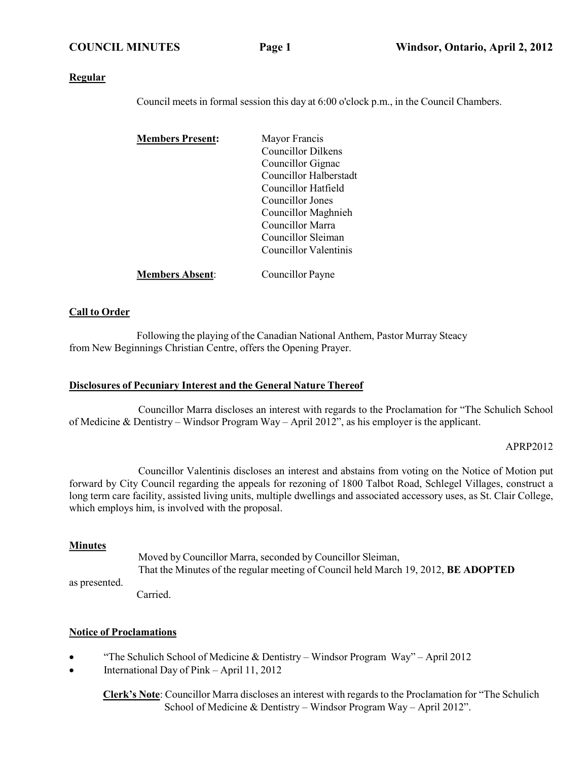**Regular**

Council meets in formal session this day at 6:00 o'clock p.m., in the Council Chambers.

**Members Present:**

Mayor Francis
Councillor Dilkens
Councillor Gignac
Councillor Halberstadt
Councillor Hatfield
Councillor Jones
Councillor Maghnieh
Councillor Marra
Councillor Sleiman
Councillor Valentinis

**Members Absent**: Councillor Payne

**Call to Order**

Following the playing of the Canadian National Anthem, Pastor Murray Steacy from New Beginnings Christian Centre, offers the Opening Prayer.

**Disclosures of Pecuniary Interest and the General Nature Thereof**

Councillor Marra discloses an interest with regards to the Proclamation for "The Schulich School of Medicine & Dentistry – Windsor Program Way – April 2012", as his employer is the applicant.

APRP2012

Councillor Valentinis discloses an interest and abstains from voting on the Notice of Motion put forward by City Council regarding the appeals for rezoning of 1800 Talbot Road, Schlegel Villages, construct a long term care facility, assisted living units, multiple dwellings and associated accessory uses, as St. Clair College, which employs him, is involved with the proposal.

**Minutes**

Moved by Councillor Marra, seconded by Councillor Sleiman,
That the Minutes of the regular meeting of Council held March 19, 2012, **BE ADOPTED** as presented.
Carried.

**Notice of Proclamations**

- "The Schulich School of Medicine & Dentistry – Windsor Program Way" – April 2012
- International Day of Pink – April 11, 2012

**Clerk's Note**: Councillor Marra discloses an interest with regards to the Proclamation for "The Schulich School of Medicine & Dentistry – Windsor Program Way – April 2012".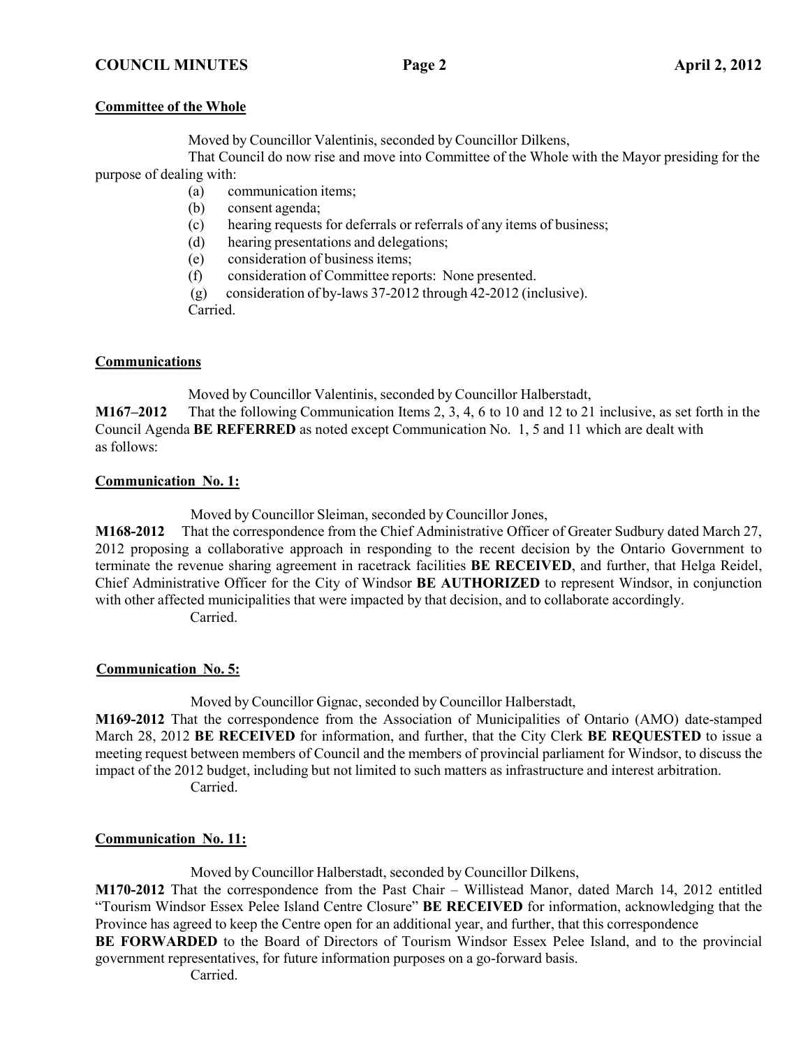**Committee of the Whole**

Moved by Councillor Valentinis, seconded by Councillor Dilkens,

That Council do now rise and move into Committee of the Whole with the Mayor presiding for the purpose of dealing with:

(a) communication items;
(b) consent agenda;
(c) hearing requests for deferrals or referrals of any items of business;
(d) hearing presentations and delegations;
(e) consideration of business items;
(f) consideration of Committee reports: None presented.
(g) consideration of by-laws 37-2012 through 42-2012 (inclusive).

Carried.

**Communications**

Moved by Councillor Valentinis, seconded by Councillor Halberstadt,

**M167–2012** That the following Communication Items 2, 3, 4, 6 to 10 and 12 to 21 inclusive, as set forth in the Council Agenda **BE REFERRED** as noted except Communication No. 1, 5 and 11 which are dealt with as follows:

**Communication No. 1:**

Moved by Councillor Sleiman, seconded by Councillor Jones,

**M168-2012** That the correspondence from the Chief Administrative Officer of Greater Sudbury dated March 27, 2012 proposing a collaborative approach in responding to the recent decision by the Ontario Government to terminate the revenue sharing agreement in racetrack facilities **BE RECEIVED**, and further, that Helga Reidel, Chief Administrative Officer for the City of Windsor **BE AUTHORIZED** to represent Windsor, in conjunction with other affected municipalities that were impacted by that decision, and to collaborate accordingly.

Carried.

**Communication No. 5:**

Moved by Councillor Gignac, seconded by Councillor Halberstadt,

**M169-2012** That the correspondence from the Association of Municipalities of Ontario (AMO) date-stamped March 28, 2012 **BE RECEIVED** for information, and further, that the City Clerk **BE REQUESTED** to issue a meeting request between members of Council and the members of provincial parliament for Windsor, to discuss the impact of the 2012 budget, including but not limited to such matters as infrastructure and interest arbitration.

Carried.

**Communication No. 11:**

Moved by Councillor Halberstadt, seconded by Councillor Dilkens,

**M170-2012** That the correspondence from the Past Chair – Willistead Manor, dated March 14, 2012 entitled "Tourism Windsor Essex Pelee Island Centre Closure" **BE RECEIVED** for information, acknowledging that the Province has agreed to keep the Centre open for an additional year, and further, that this correspondence **BE FORWARDED** to the Board of Directors of Tourism Windsor Essex Pelee Island, and to the provincial government representatives, for future information purposes on a go-forward basis.

Carried.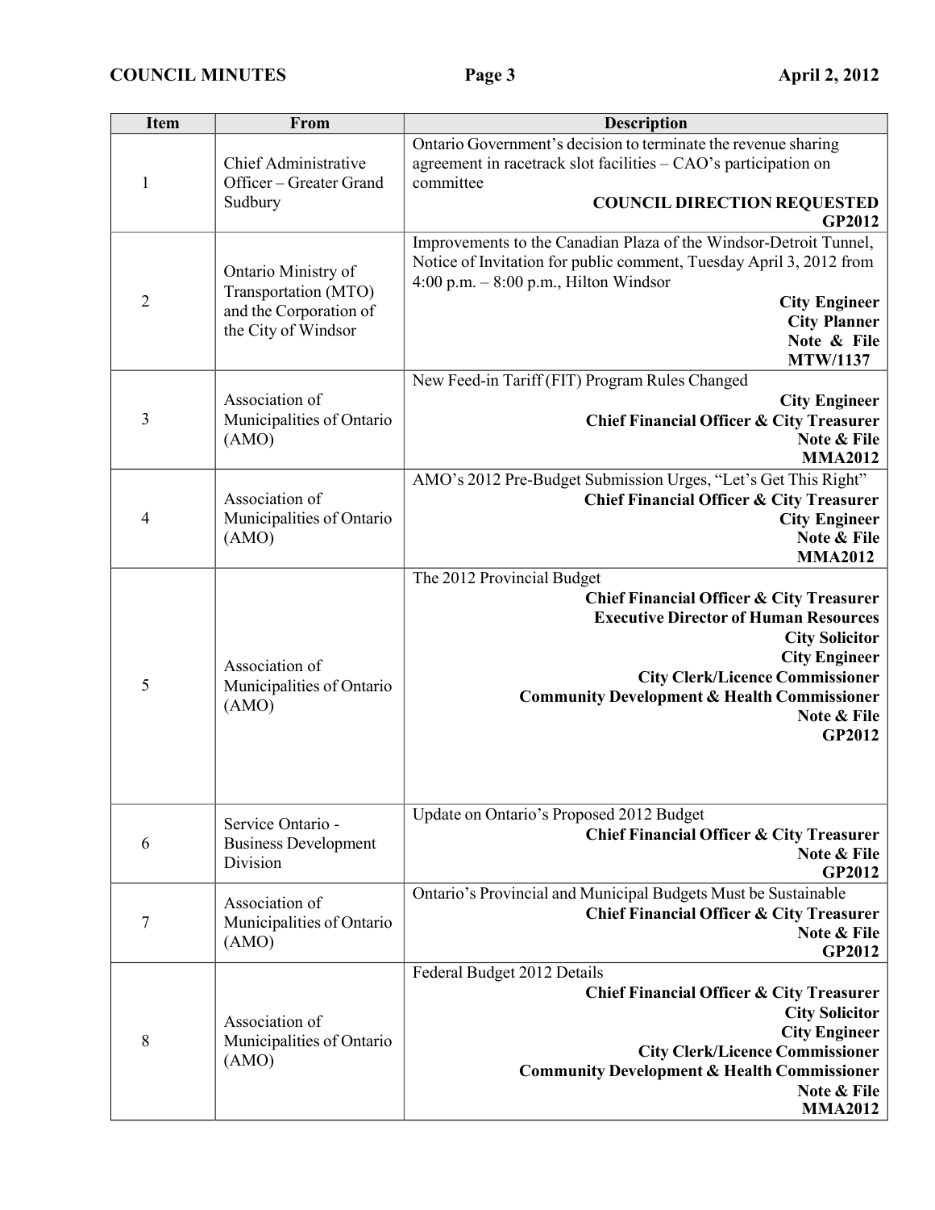| Item | From | Description |
|---|---|---|
| 1 | Chief Administrative Officer – Greater Grand Sudbury | Ontario Government's decision to terminate the revenue sharing agreement in racetrack slot facilities – CAO's participation on committee<br>**COUNCIL DIRECTION REQUESTED**<br>**GP2012** |
| 2 | Ontario Ministry of Transportation (MTO) and the Corporation of the City of Windsor | Improvements to the Canadian Plaza of the Windsor-Detroit Tunnel, Notice of Invitation for public comment, Tuesday April 3, 2012 from 4:00 p.m. – 8:00 p.m., Hilton Windsor<br>**City Engineer**<br>**City Planner**<br>**Note & File**<br>**MTW/1137** |
| 3 | Association of Municipalities of Ontario (AMO) | New Feed-in Tariff (FIT) Program Rules Changed<br>**City Engineer**<br>**Chief Financial Officer & City Treasurer**<br>**Note & File**<br>**MMA2012** |
| 4 | Association of Municipalities of Ontario (AMO) | AMO's 2012 Pre-Budget Submission Urges, "Let's Get This Right"<br>**Chief Financial Officer & City Treasurer**<br>**City Engineer**<br>**Note & File**<br>**MMA2012** |
| 5 | Association of Municipalities of Ontario (AMO) | The 2012 Provincial Budget<br>**Chief Financial Officer & City Treasurer**<br>**Executive Director of Human Resources**<br>**City Solicitor**<br>**City Engineer**<br>**City Clerk/Licence Commissioner**<br>**Community Development & Health Commissioner**<br>**Note & File**<br>**GP2012** |
| 6 | Service Ontario - Business Development Division | Update on Ontario's Proposed 2012 Budget<br>**Chief Financial Officer & City Treasurer**<br>**Note & File**<br>**GP2012** |
| 7 | Association of Municipalities of Ontario (AMO) | Ontario's Provincial and Municipal Budgets Must be Sustainable<br>**Chief Financial Officer & City Treasurer**<br>**Note & File**<br>**GP2012** |
| 8 | Association of Municipalities of Ontario (AMO) | Federal Budget 2012 Details<br>**Chief Financial Officer & City Treasurer**<br>**City Solicitor**<br>**City Engineer**<br>**City Clerk/Licence Commissioner**<br>**Community Development & Health Commissioner**<br>**Note & File**<br>**MMA2012** |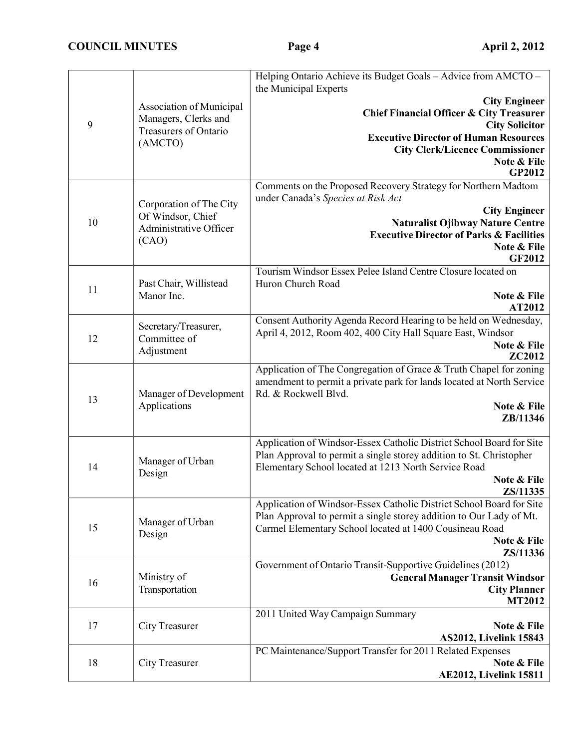| | | |
|---|---|---|
| 9 | Association of Municipal Managers, Clerks and Treasurers of Ontario (AMCTO) | Helping Ontario Achieve its Budget Goals – Advice from AMCTO – the Municipal Experts<br>**City Engineer**<br>**Chief Financial Officer & City Treasurer**<br>**City Solicitor**<br>**Executive Director of Human Resources**<br>**City Clerk/Licence Commissioner**<br>**Note & File**<br>**GP2012** |
| 10 | Corporation of The City Of Windsor, Chief Administrative Officer (CAO) | Comments on the Proposed Recovery Strategy for Northern Madtom under Canada's *Species at Risk Act*<br>**City Engineer**<br>**Naturalist Ojibway Nature Centre**<br>**Executive Director of Parks & Facilities**<br>**Note & File**<br>**GF2012** |
| 11 | Past Chair, Willistead Manor Inc. | Tourism Windsor Essex Pelee Island Centre Closure located on Huron Church Road<br>**Note & File**<br>**AT2012** |
| 12 | Secretary/Treasurer, Committee of Adjustment | Consent Authority Agenda Record Hearing to be held on Wednesday, April 4, 2012, Room 402, 400 City Hall Square East, Windsor<br>**Note & File**<br>**ZC2012** |
| 13 | Manager of Development Applications | Application of The Congregation of Grace & Truth Chapel for zoning amendment to permit a private park for lands located at North Service Rd. & Rockwell Blvd.<br>**Note & File**<br>**ZB/11346** |
| 14 | Manager of Urban Design | Application of Windsor-Essex Catholic District School Board for Site Plan Approval to permit a single storey addition to St. Christopher Elementary School located at 1213 North Service Road<br>**Note & File**<br>**ZS/11335** |
| 15 | Manager of Urban Design | Application of Windsor-Essex Catholic District School Board for Site Plan Approval to permit a single storey addition to Our Lady of Mt. Carmel Elementary School located at 1400 Cousineau Road<br>**Note & File**<br>**ZS/11336** |
| 16 | Ministry of Transportation | Government of Ontario Transit-Supportive Guidelines (2012)<br>**General Manager Transit Windsor**<br>**City Planner**<br>**MT2012** |
| 17 | City Treasurer | 2011 United Way Campaign Summary<br>**Note & File**<br>**AS2012, Livelink 15843** |
| 18 | City Treasurer | PC Maintenance/Support Transfer for 2011 Related Expenses<br>**Note & File**<br>**AE2012, Livelink 15811** |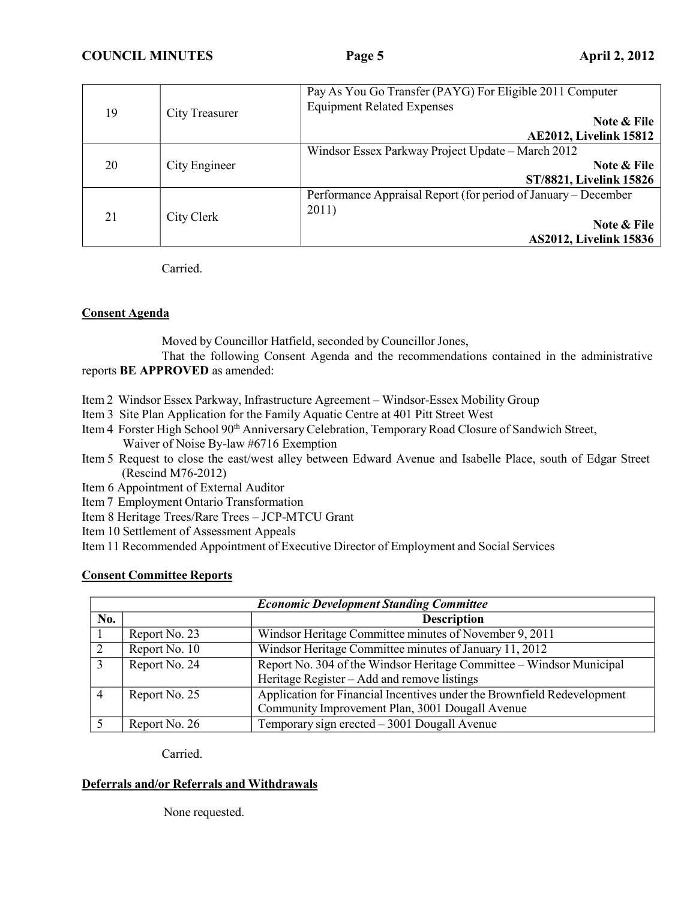| | | |
|---|---|---|
| 19 | City Treasurer | Pay As You Go Transfer (PAYG) For Eligible 2011 Computer Equipment Related Expenses **Note & File** **AE2012, Livelink 15812** |
| 20 | City Engineer | Windsor Essex Parkway Project Update – March 2012 **Note & File** **ST/8821, Livelink 15826** |
| 21 | City Clerk | Performance Appraisal Report (for period of January – December 2011) **Note & File** **AS2012, Livelink 15836** |

Carried.

**Consent Agenda**

Moved by Councillor Hatfield, seconded by Councillor Jones,

That the following Consent Agenda and the recommendations contained in the administrative reports **BE APPROVED** as amended:

Item 2 Windsor Essex Parkway, Infrastructure Agreement – Windsor-Essex Mobility Group
Item 3 Site Plan Application for the Family Aquatic Centre at 401 Pitt Street West
Item 4 Forster High School 90th Anniversary Celebration, Temporary Road Closure of Sandwich Street, Waiver of Noise By-law #6716 Exemption
Item 5 Request to close the east/west alley between Edward Avenue and Isabelle Place, south of Edgar Street (Rescind M76-2012)
Item 6 Appointment of External Auditor
Item 7 Employment Ontario Transformation
Item 8 Heritage Trees/Rare Trees – JCP-MTCU Grant
Item 10 Settlement of Assessment Appeals
Item 11 Recommended Appointment of Executive Director of Employment and Social Services

**Consent Committee Reports**

| *Economic Development Standing Committee* | | |
|---|---|---|
| **No.** | | **Description** |
| 1 | Report No. 23 | Windsor Heritage Committee minutes of November 9, 2011 |
| 2 | Report No. 10 | Windsor Heritage Committee minutes of January 11, 2012 |
| 3 | Report No. 24 | Report No. 304 of the Windsor Heritage Committee – Windsor Municipal Heritage Register – Add and remove listings |
| 4 | Report No. 25 | Application for Financial Incentives under the Brownfield Redevelopment Community Improvement Plan, 3001 Dougall Avenue |
| 5 | Report No. 26 | Temporary sign erected – 3001 Dougall Avenue |

Carried.

**Deferrals and/or Referrals and Withdrawals**

None requested.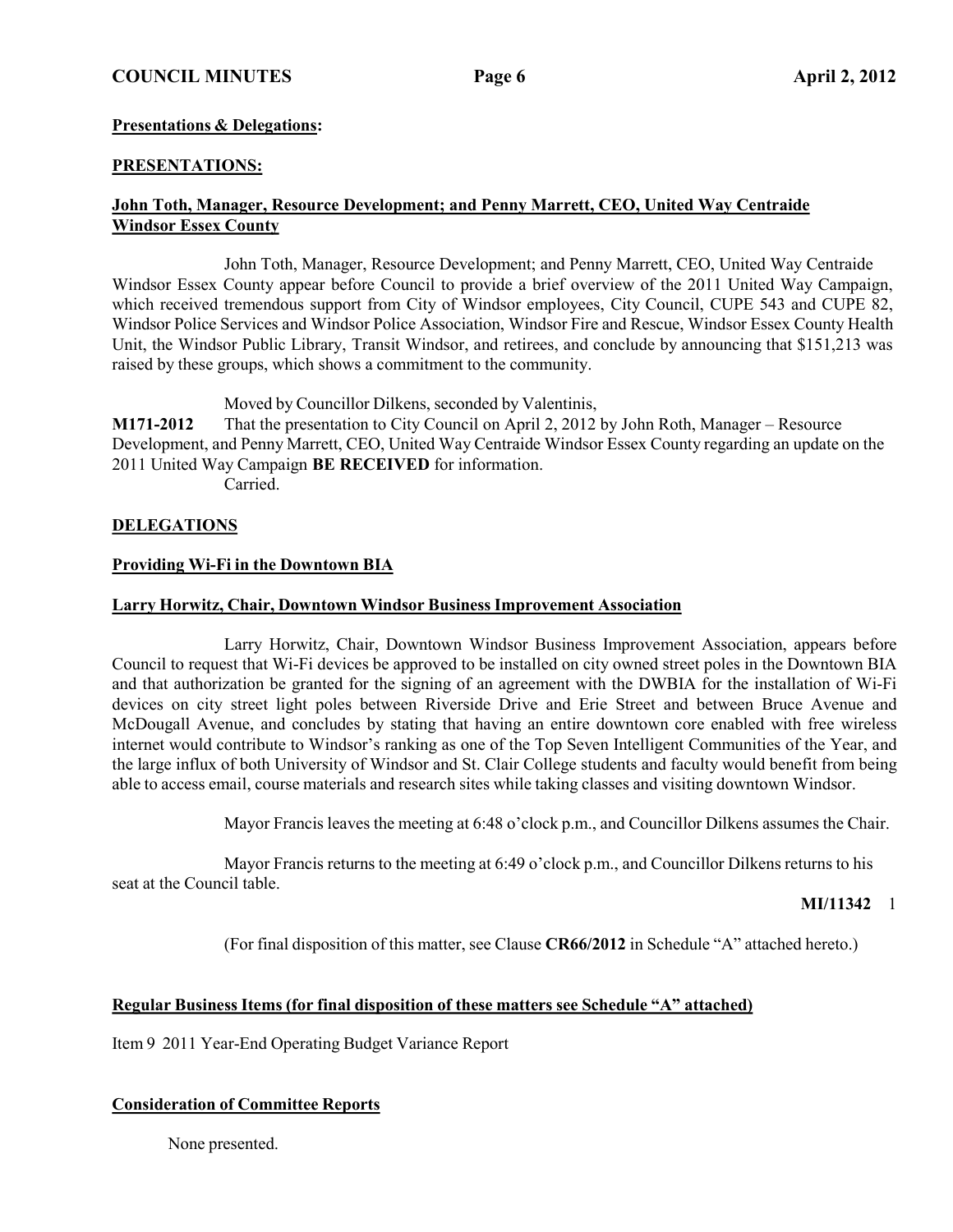**Presentations & Delegations:**

**PRESENTATIONS:**

**John Toth, Manager, Resource Development; and Penny Marrett, CEO, United Way Centraide Windsor Essex County**

John Toth, Manager, Resource Development; and Penny Marrett, CEO, United Way Centraide Windsor Essex County appear before Council to provide a brief overview of the 2011 United Way Campaign, which received tremendous support from City of Windsor employees, City Council, CUPE 543 and CUPE 82, Windsor Police Services and Windsor Police Association, Windsor Fire and Rescue, Windsor Essex County Health Unit, the Windsor Public Library, Transit Windsor, and retirees, and conclude by announcing that $151,213 was raised by these groups, which shows a commitment to the community.

Moved by Councillor Dilkens, seconded by Valentinis,

**M171-2012** That the presentation to City Council on April 2, 2012 by John Roth, Manager – Resource Development, and Penny Marrett, CEO, United Way Centraide Windsor Essex County regarding an update on the 2011 United Way Campaign **BE RECEIVED** for information.

Carried.

**DELEGATIONS**

**Providing Wi-Fi in the Downtown BIA**

**Larry Horwitz, Chair, Downtown Windsor Business Improvement Association**

Larry Horwitz, Chair, Downtown Windsor Business Improvement Association, appears before Council to request that Wi-Fi devices be approved to be installed on city owned street poles in the Downtown BIA and that authorization be granted for the signing of an agreement with the DWBIA for the installation of Wi-Fi devices on city street light poles between Riverside Drive and Erie Street and between Bruce Avenue and McDougall Avenue, and concludes by stating that having an entire downtown core enabled with free wireless internet would contribute to Windsor's ranking as one of the Top Seven Intelligent Communities of the Year, and the large influx of both University of Windsor and St. Clair College students and faculty would benefit from being able to access email, course materials and research sites while taking classes and visiting downtown Windsor.

Mayor Francis leaves the meeting at 6:48 o'clock p.m., and Councillor Dilkens assumes the Chair.

Mayor Francis returns to the meeting at 6:49 o'clock p.m., and Councillor Dilkens returns to his seat at the Council table.

**MI/11342** 1

(For final disposition of this matter, see Clause **CR66/2012** in Schedule "A" attached hereto.)

**Regular Business Items (for final disposition of these matters see Schedule "A" attached)**

Item 9 2011 Year-End Operating Budget Variance Report

**Consideration of Committee Reports**

None presented.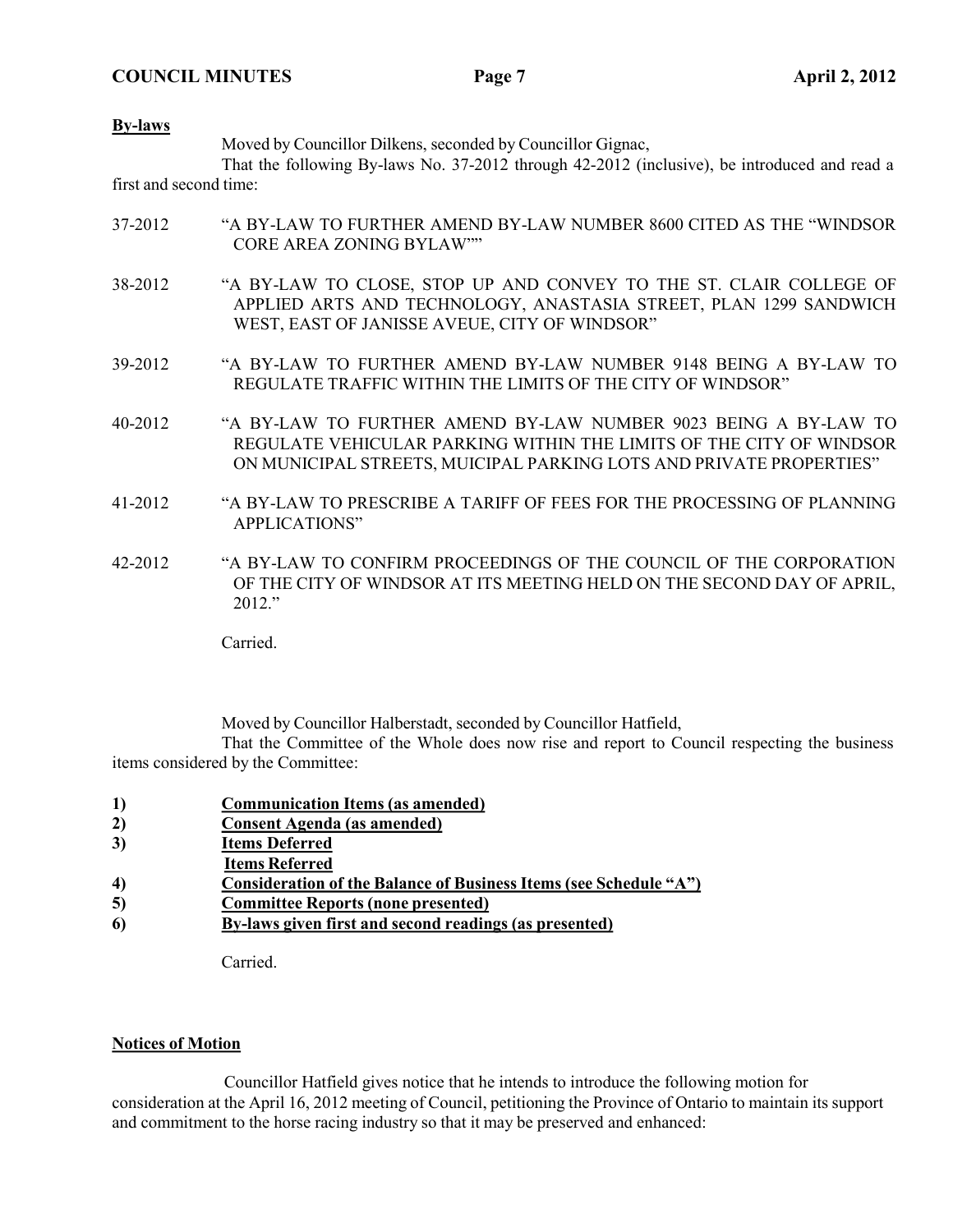**By-laws**

Moved by Councillor Dilkens, seconded by Councillor Gignac,

That the following By-laws No. 37-2012 through 42-2012 (inclusive), be introduced and read a first and second time:

37-2012 "A BY-LAW TO FURTHER AMEND BY-LAW NUMBER 8600 CITED AS THE "WINDSOR CORE AREA ZONING BYLAW""

38-2012 "A BY-LAW TO CLOSE, STOP UP AND CONVEY TO THE ST. CLAIR COLLEGE OF APPLIED ARTS AND TECHNOLOGY, ANASTASIA STREET, PLAN 1299 SANDWICH WEST, EAST OF JANISSE AVEUE, CITY OF WINDSOR"

39-2012 "A BY-LAW TO FURTHER AMEND BY-LAW NUMBER 9148 BEING A BY-LAW TO REGULATE TRAFFIC WITHIN THE LIMITS OF THE CITY OF WINDSOR"

40-2012 "A BY-LAW TO FURTHER AMEND BY-LAW NUMBER 9023 BEING A BY-LAW TO REGULATE VEHICULAR PARKING WITHIN THE LIMITS OF THE CITY OF WINDSOR ON MUNICIPAL STREETS, MUICIPAL PARKING LOTS AND PRIVATE PROPERTIES"

41-2012 "A BY-LAW TO PRESCRIBE A TARIFF OF FEES FOR THE PROCESSING OF PLANNING APPLICATIONS"

42-2012 "A BY-LAW TO CONFIRM PROCEEDINGS OF THE COUNCIL OF THE CORPORATION OF THE CITY OF WINDSOR AT ITS MEETING HELD ON THE SECOND DAY OF APRIL, 2012."

Carried.

Moved by Councillor Halberstadt, seconded by Councillor Hatfield,

That the Committee of the Whole does now rise and report to Council respecting the business items considered by the Committee:

1) **Communication Items (as amended)**
2) **Consent Agenda (as amended)**
3) **Items Deferred**
   **Items Referred**
4) **Consideration of the Balance of Business Items (see Schedule "A")**
5) **Committee Reports (none presented)**
6) **By-laws given first and second readings (as presented)**

Carried.

**Notices of Motion**

Councillor Hatfield gives notice that he intends to introduce the following motion for consideration at the April 16, 2012 meeting of Council, petitioning the Province of Ontario to maintain its support and commitment to the horse racing industry so that it may be preserved and enhanced: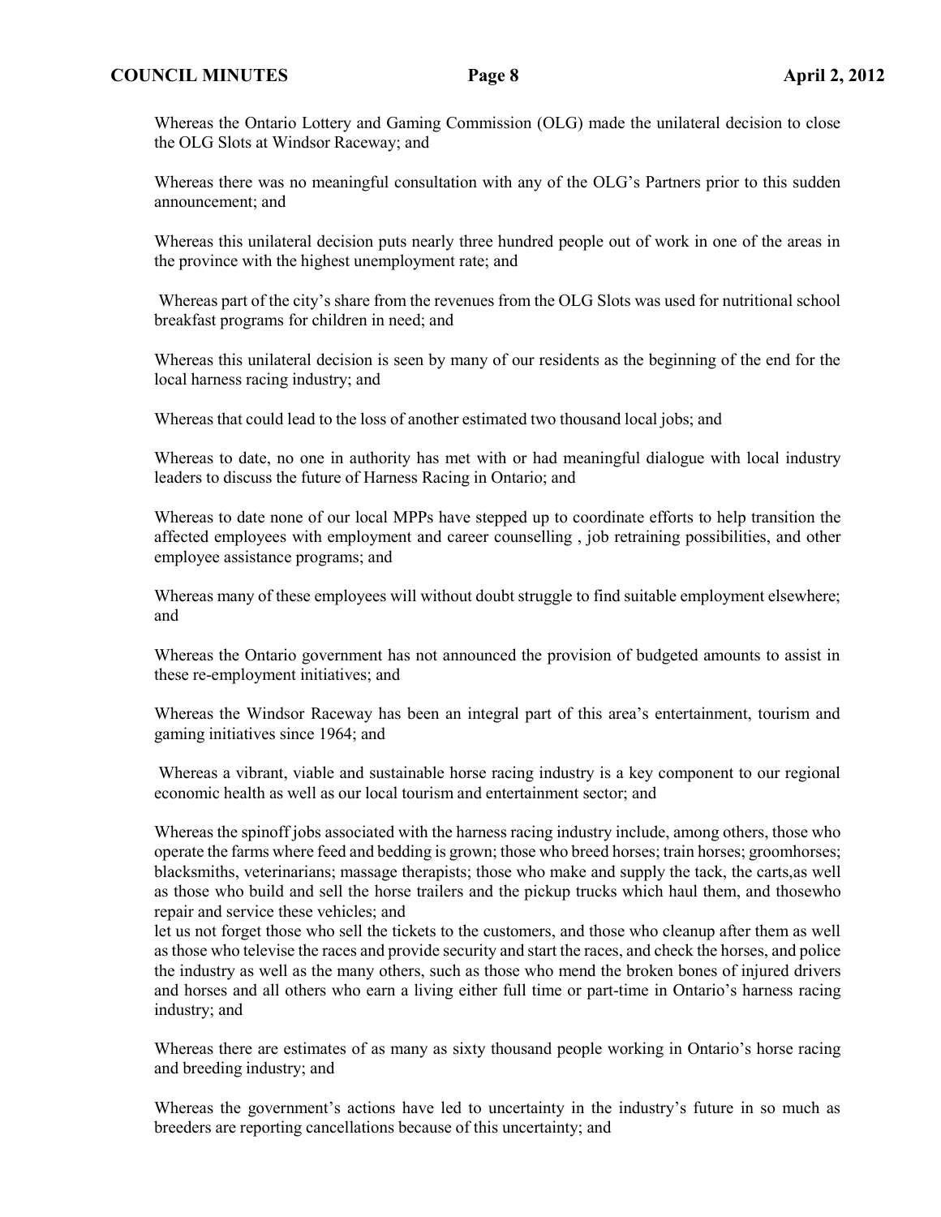Whereas the Ontario Lottery and Gaming Commission (OLG) made the unilateral decision to close the OLG Slots at Windsor Raceway; and

Whereas there was no meaningful consultation with any of the OLG's Partners prior to this sudden announcement; and

Whereas this unilateral decision puts nearly three hundred people out of work in one of the areas in the province with the highest unemployment rate; and

Whereas part of the city's share from the revenues from the OLG Slots was used for nutritional school breakfast programs for children in need; and

Whereas this unilateral decision is seen by many of our residents as the beginning of the end for the local harness racing industry; and

Whereas that could lead to the loss of another estimated two thousand local jobs; and

Whereas to date, no one in authority has met with or had meaningful dialogue with local industry leaders to discuss the future of Harness Racing in Ontario; and

Whereas to date none of our local MPPs have stepped up to coordinate efforts to help transition the affected employees with employment and career counselling , job retraining possibilities, and other employee assistance programs; and

Whereas many of these employees will without doubt struggle to find suitable employment elsewhere; and

Whereas the Ontario government has not announced the provision of budgeted amounts to assist in these re-employment initiatives; and

Whereas the Windsor Raceway has been an integral part of this area's entertainment, tourism and gaming initiatives since 1964; and

Whereas a vibrant, viable and sustainable horse racing industry is a key component to our regional economic health as well as our local tourism and entertainment sector; and

Whereas the spinoff jobs associated with the harness racing industry include, among others, those who operate the farms where feed and bedding is grown; those who breed horses; train horses; groomhorses; blacksmiths, veterinarians; massage therapists; those who make and supply the tack, the carts,as well as those who build and sell the horse trailers and the pickup trucks which haul them, and thosewho repair and service these vehicles; and
let us not forget those who sell the tickets to the customers, and those who cleanup after them as well as those who televise the races and provide security and start the races, and check the horses, and police the industry as well as the many others, such as those who mend the broken bones of injured drivers and horses and all others who earn a living either full time or part-time in Ontario's harness racing industry; and

Whereas there are estimates of as many as sixty thousand people working in Ontario's horse racing and breeding industry; and

Whereas the government's actions have led to uncertainty in the industry's future in so much as breeders are reporting cancellations because of this uncertainty; and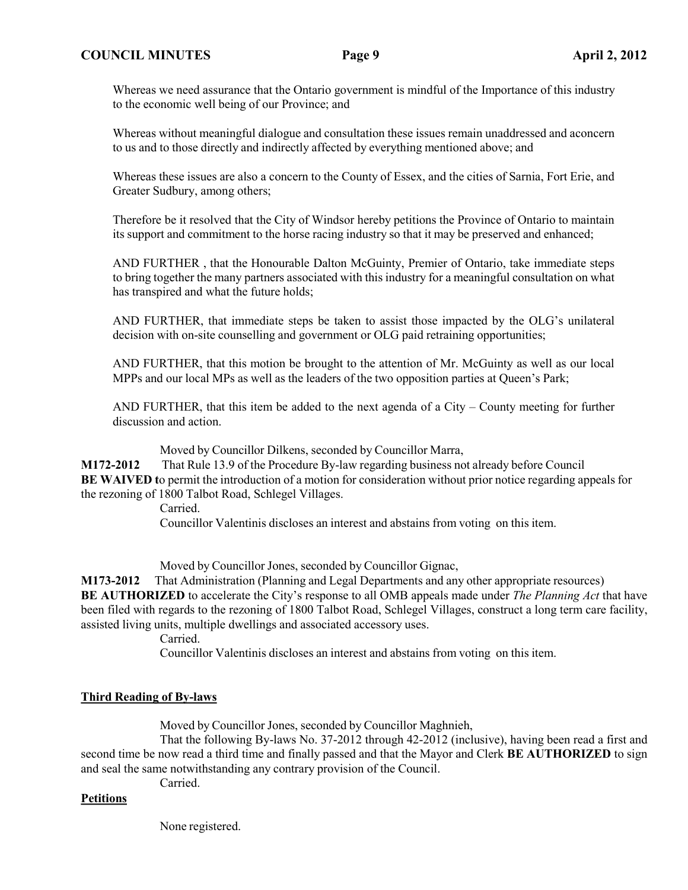Whereas we need assurance that the Ontario government is mindful of the Importance of this industry to the economic well being of our Province; and

Whereas without meaningful dialogue and consultation these issues remain unaddressed and aconcern to us and to those directly and indirectly affected by everything mentioned above; and

Whereas these issues are also a concern to the County of Essex, and the cities of Sarnia, Fort Erie, and Greater Sudbury, among others;

Therefore be it resolved that the City of Windsor hereby petitions the Province of Ontario to maintain its support and commitment to the horse racing industry so that it may be preserved and enhanced;

AND FURTHER , that the Honourable Dalton McGuinty, Premier of Ontario, take immediate steps to bring together the many partners associated with this industry for a meaningful consultation on what has transpired and what the future holds;

AND FURTHER, that immediate steps be taken to assist those impacted by the OLG's unilateral decision with on-site counselling and government or OLG paid retraining opportunities;

AND FURTHER, that this motion be brought to the attention of Mr. McGuinty as well as our local MPPs and our local MPs as well as the leaders of the two opposition parties at Queen's Park;

AND FURTHER, that this item be added to the next agenda of a City – County meeting for further discussion and action.

Moved by Councillor Dilkens, seconded by Councillor Marra,

**M172-2012** That Rule 13.9 of the Procedure By-law regarding business not already before Council **BE WAIVED t**o permit the introduction of a motion for consideration without prior notice regarding appeals for the rezoning of 1800 Talbot Road, Schlegel Villages.

Carried.

Councillor Valentinis discloses an interest and abstains from voting on this item.

Moved by Councillor Jones, seconded by Councillor Gignac,

**M173-2012** That Administration (Planning and Legal Departments and any other appropriate resources) **BE AUTHORIZED** to accelerate the City's response to all OMB appeals made under *The Planning Act* that have been filed with regards to the rezoning of 1800 Talbot Road, Schlegel Villages, construct a long term care facility, assisted living units, multiple dwellings and associated accessory uses.

Carried.

Councillor Valentinis discloses an interest and abstains from voting on this item.

**Third Reading of By-laws**

Moved by Councillor Jones, seconded by Councillor Maghnieh,

That the following By-laws No. 37-2012 through 42-2012 (inclusive), having been read a first and second time be now read a third time and finally passed and that the Mayor and Clerk **BE AUTHORIZED** to sign and seal the same notwithstanding any contrary provision of the Council.

Carried.

**Petitions**

None registered.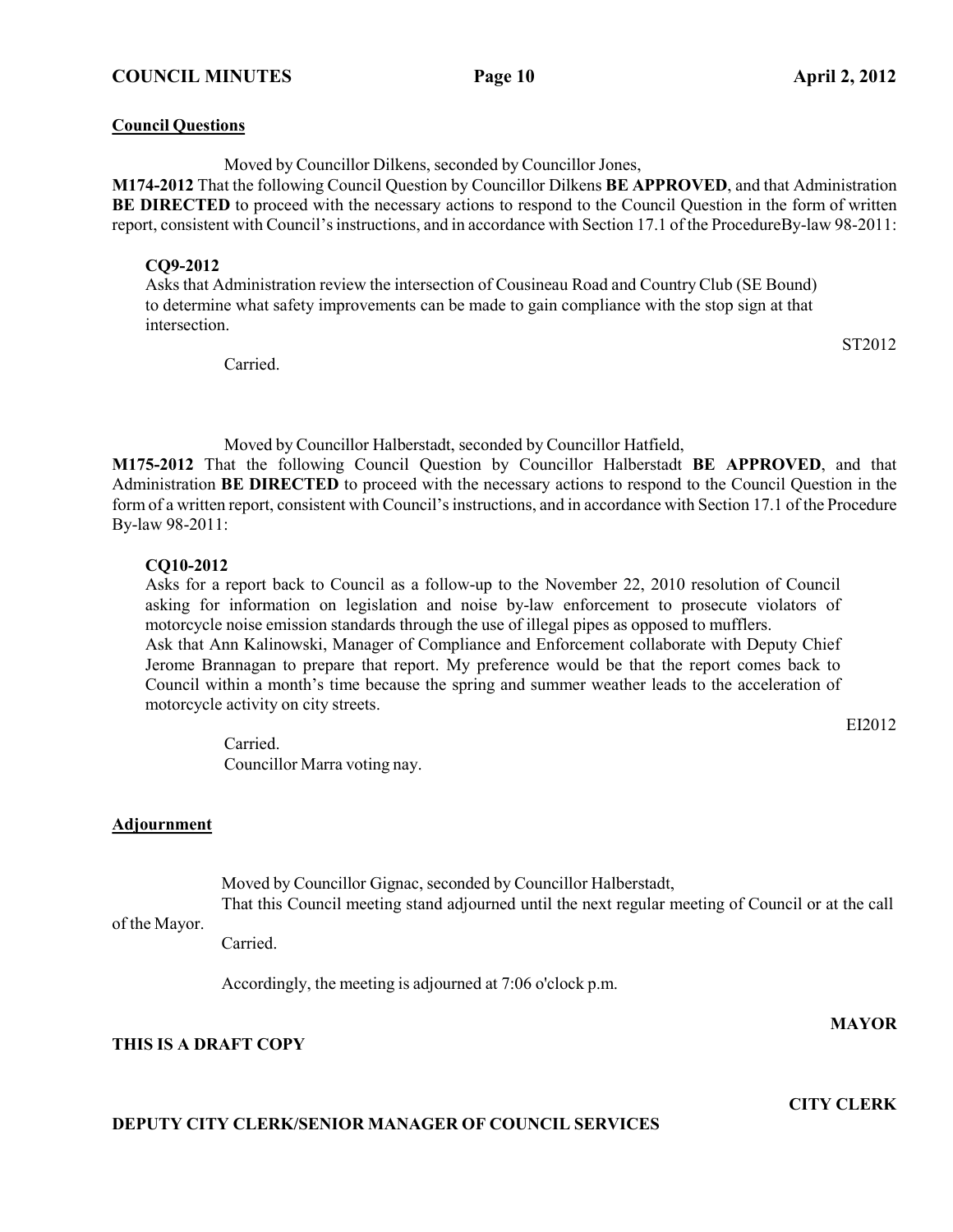**Council Questions**

Moved by Councillor Dilkens, seconded by Councillor Jones,

**M174-2012** That the following Council Question by Councillor Dilkens **BE APPROVED**, and that Administration **BE DIRECTED** to proceed with the necessary actions to respond to the Council Question in the form of written report, consistent with Council's instructions, and in accordance with Section 17.1 of the ProcedureBy-law 98-2011:

**CQ9-2012**

Asks that Administration review the intersection of Cousineau Road and Country Club (SE Bound) to determine what safety improvements can be made to gain compliance with the stop sign at that intersection.

ST2012

Carried.

Moved by Councillor Halberstadt, seconded by Councillor Hatfield,

**M175-2012** That the following Council Question by Councillor Halberstadt **BE APPROVED**, and that Administration **BE DIRECTED** to proceed with the necessary actions to respond to the Council Question in the form of a written report, consistent with Council's instructions, and in accordance with Section 17.1 of the Procedure By-law 98-2011:

**CQ10-2012**

Asks for a report back to Council as a follow-up to the November 22, 2010 resolution of Council asking for information on legislation and noise by-law enforcement to prosecute violators of motorcycle noise emission standards through the use of illegal pipes as opposed to mufflers.
Ask that Ann Kalinowski, Manager of Compliance and Enforcement collaborate with Deputy Chief Jerome Brannagan to prepare that report. My preference would be that the report comes back to Council within a month's time because the spring and summer weather leads to the acceleration of motorcycle activity on city streets.

EI2012

Carried.
Councillor Marra voting nay.

**Adjournment**

Moved by Councillor Gignac, seconded by Councillor Halberstadt,
That this Council meeting stand adjourned until the next regular meeting of Council or at the call of the Mayor.

Carried.

Accordingly, the meeting is adjourned at 7:06 o'clock p.m.

**MAYOR**

**THIS IS A DRAFT COPY**

**CITY CLERK**

**DEPUTY CITY CLERK/SENIOR MANAGER OF COUNCIL SERVICES**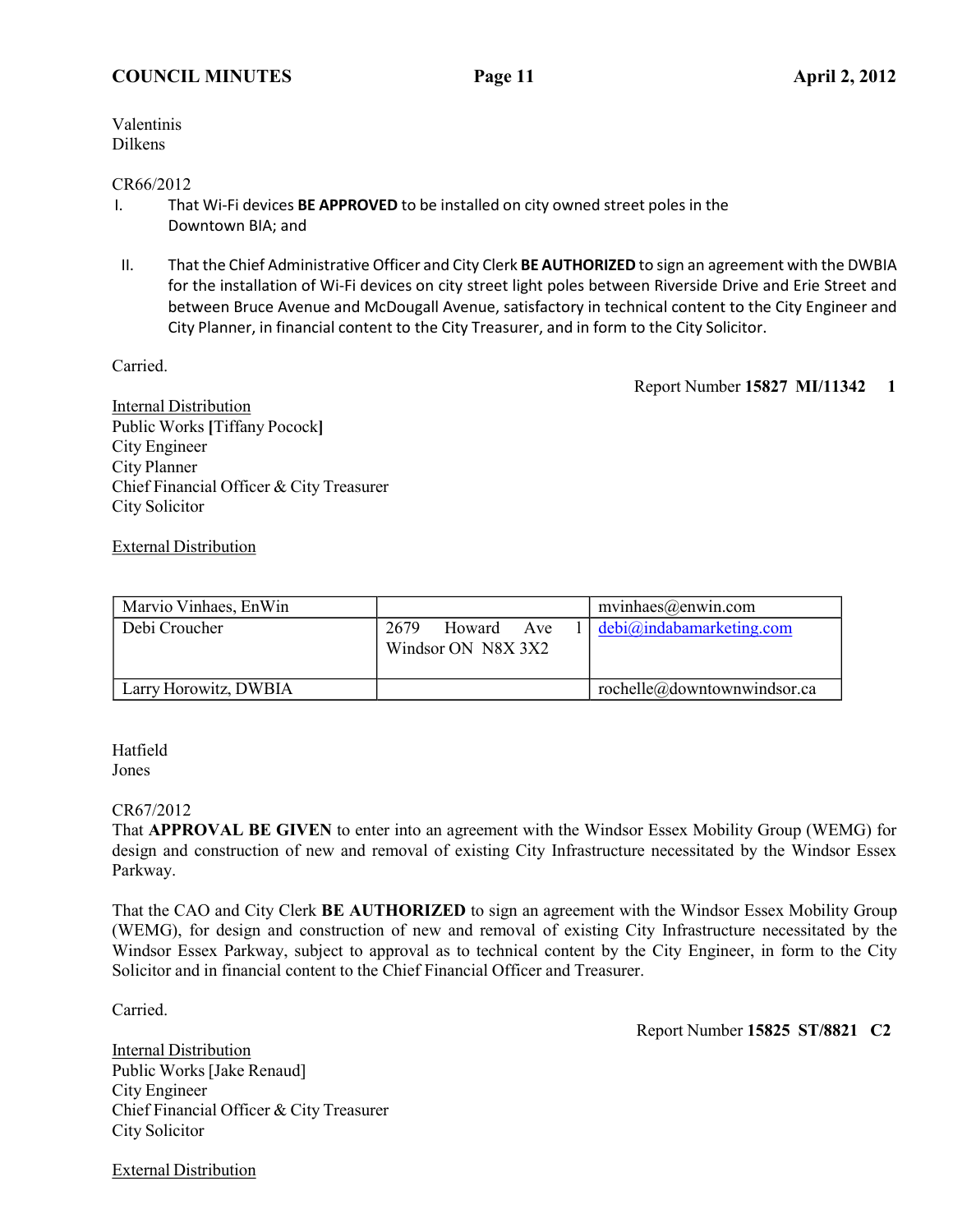Valentinis
Dilkens

CR66/2012

I. That Wi-Fi devices **BE APPROVED** to be installed on city owned street poles in the Downtown BIA; and

II. That the Chief Administrative Officer and City Clerk **BE AUTHORIZED** to sign an agreement with the DWBIA for the installation of Wi-Fi devices on city street light poles between Riverside Drive and Erie Street and between Bruce Avenue and McDougall Avenue, satisfactory in technical content to the City Engineer and City Planner, in financial content to the City Treasurer, and in form to the City Solicitor.

Carried.

Report Number **15827 MI/11342 1**

Internal Distribution
Public Works **[**Tiffany Pocock**]**
City Engineer
City Planner
Chief Financial Officer & City Treasurer
City Solicitor

External Distribution

| | | |
|---|---|---|
| Marvio Vinhaes, EnWin | | mvinhaes@enwin.com |
| Debi Croucher | 2679 Howard Ave 1<br>Windsor ON N8X 3X2 | debi@indabamarketing.com |
| Larry Horowitz, DWBIA | | rochelle@downtownwindsor.ca |

Hatfield
Jones

CR67/2012
That **APPROVAL BE GIVEN** to enter into an agreement with the Windsor Essex Mobility Group (WEMG) for design and construction of new and removal of existing City Infrastructure necessitated by the Windsor Essex Parkway.

That the CAO and City Clerk **BE AUTHORIZED** to sign an agreement with the Windsor Essex Mobility Group (WEMG), for design and construction of new and removal of existing City Infrastructure necessitated by the Windsor Essex Parkway, subject to approval as to technical content by the City Engineer, in form to the City Solicitor and in financial content to the Chief Financial Officer and Treasurer.

Carried.

Report Number **15825 ST/8821 C2**

Internal Distribution
Public Works [Jake Renaud]
City Engineer
Chief Financial Officer & City Treasurer
City Solicitor

External Distribution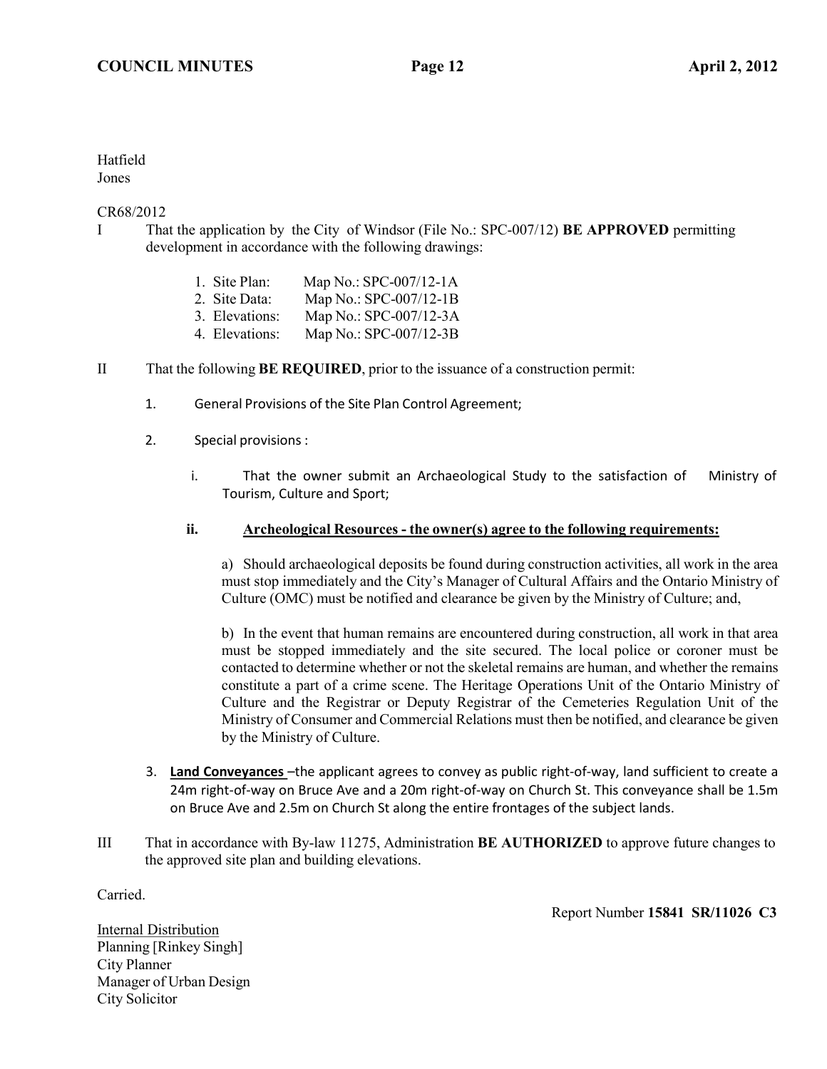Hatfield
Jones

CR68/2012

I That the application by the City of Windsor (File No.: SPC-007/12) **BE APPROVED** permitting development in accordance with the following drawings:

1. Site Plan: Map No.: SPC-007/12-1A
2. Site Data: Map No.: SPC-007/12-1B
3. Elevations: Map No.: SPC-007/12-3A
4. Elevations: Map No.: SPC-007/12-3B

II That the following **BE REQUIRED**, prior to the issuance of a construction permit:

1. General Provisions of the Site Plan Control Agreement;

2. Special provisions :

   i. That the owner submit an Archaeological Study to the satisfaction of Ministry of Tourism, Culture and Sport;

   **ii. <u>Archeological Resources - the owner(s) agree to the following requirements:</u>**

   a) Should archaeological deposits be found during construction activities, all work in the area must stop immediately and the City's Manager of Cultural Affairs and the Ontario Ministry of Culture (OMC) must be notified and clearance be given by the Ministry of Culture; and,

   b) In the event that human remains are encountered during construction, all work in that area must be stopped immediately and the site secured. The local police or coroner must be contacted to determine whether or not the skeletal remains are human, and whether the remains constitute a part of a crime scene. The Heritage Operations Unit of the Ontario Ministry of Culture and the Registrar or Deputy Registrar of the Cemeteries Regulation Unit of the Ministry of Consumer and Commercial Relations must then be notified, and clearance be given by the Ministry of Culture.

3. **<u>Land Conveyances</u>** –the applicant agrees to convey as public right-of-way, land sufficient to create a 24m right-of-way on Bruce Ave and a 20m right-of-way on Church St. This conveyance shall be 1.5m on Bruce Ave and 2.5m on Church St along the entire frontages of the subject lands.

III That in accordance with By-law 11275, Administration **BE AUTHORIZED** to approve future changes to the approved site plan and building elevations.

Carried.

Report Number **15841 SR/11026 C3**

<u>Internal Distribution</u>
Planning [Rinkey Singh]
City Planner
Manager of Urban Design
City Solicitor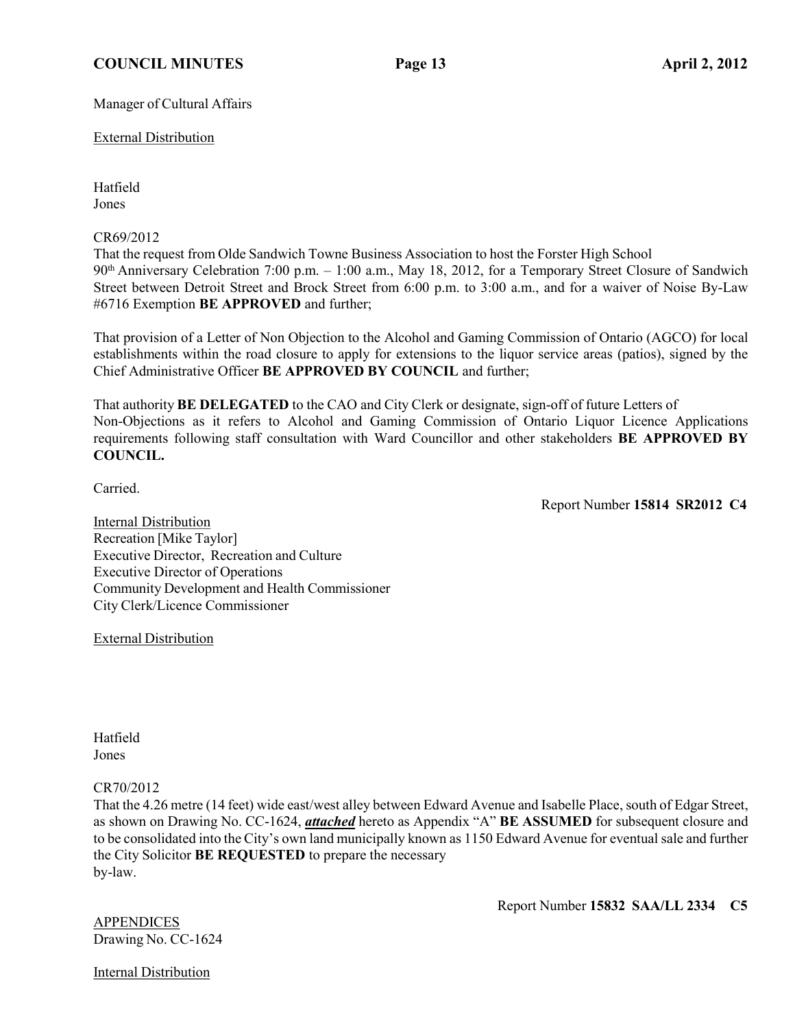Manager of Cultural Affairs

External Distribution

Hatfield
Jones

CR69/2012
That the request from Olde Sandwich Towne Business Association to host the Forster High School 90th Anniversary Celebration 7:00 p.m. – 1:00 a.m., May 18, 2012, for a Temporary Street Closure of Sandwich Street between Detroit Street and Brock Street from 6:00 p.m. to 3:00 a.m., and for a waiver of Noise By-Law #6716 Exemption **BE APPROVED** and further;

That provision of a Letter of Non Objection to the Alcohol and Gaming Commission of Ontario (AGCO) for local establishments within the road closure to apply for extensions to the liquor service areas (patios), signed by the Chief Administrative Officer **BE APPROVED BY COUNCIL** and further;

That authority **BE DELEGATED** to the CAO and City Clerk or designate, sign-off of future Letters of Non-Objections as it refers to Alcohol and Gaming Commission of Ontario Liquor Licence Applications requirements following staff consultation with Ward Councillor and other stakeholders **BE APPROVED BY COUNCIL.**

Carried.

Report Number **15814 SR2012 C4**

Internal Distribution
Recreation [Mike Taylor]
Executive Director, Recreation and Culture
Executive Director of Operations
Community Development and Health Commissioner
City Clerk/Licence Commissioner

External Distribution

Hatfield
Jones

CR70/2012
That the 4.26 metre (14 feet) wide east/west alley between Edward Avenue and Isabelle Place, south of Edgar Street, as shown on Drawing No. CC-1624, ***attached*** hereto as Appendix "A" **BE ASSUMED** for subsequent closure and to be consolidated into the City's own land municipally known as 1150 Edward Avenue for eventual sale and further the City Solicitor **BE REQUESTED** to prepare the necessary by-law.

Report Number **15832 SAA/LL 2334 C5**

APPENDICES
Drawing No. CC-1624

Internal Distribution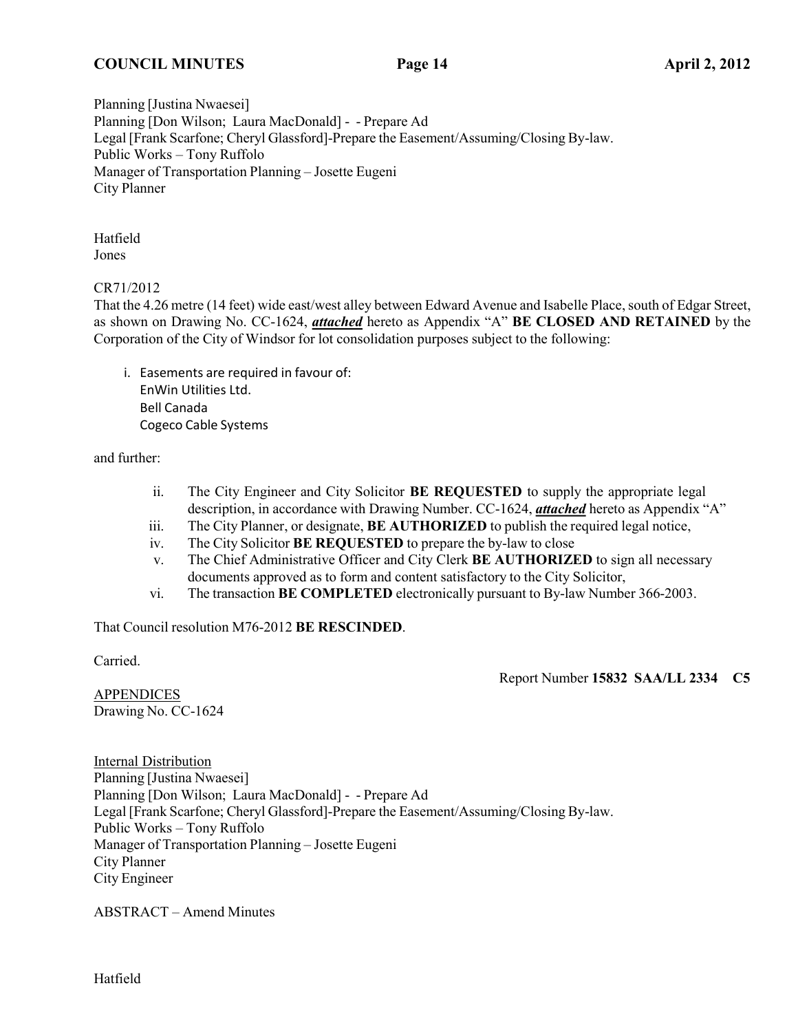Planning [Justina Nwaesei]
Planning [Don Wilson; Laura MacDonald] - - Prepare Ad
Legal [Frank Scarfone; Cheryl Glassford]-Prepare the Easement/Assuming/Closing By-law.
Public Works – Tony Ruffolo
Manager of Transportation Planning – Josette Eugeni
City Planner

Hatfield
Jones

CR71/2012
That the 4.26 metre (14 feet) wide east/west alley between Edward Avenue and Isabelle Place, south of Edgar Street, as shown on Drawing No. CC-1624, ***attached*** hereto as Appendix "A" **BE CLOSED AND RETAINED** by the Corporation of the City of Windsor for lot consolidation purposes subject to the following:

i. Easements are required in favour of:
   EnWin Utilities Ltd.
   Bell Canada
   Cogeco Cable Systems

and further:

ii. The City Engineer and City Solicitor **BE REQUESTED** to supply the appropriate legal description, in accordance with Drawing Number. CC-1624, ***attached*** hereto as Appendix "A"
iii. The City Planner, or designate, **BE AUTHORIZED** to publish the required legal notice,
iv. The City Solicitor **BE REQUESTED** to prepare the by-law to close
v. The Chief Administrative Officer and City Clerk **BE AUTHORIZED** to sign all necessary documents approved as to form and content satisfactory to the City Solicitor,
vi. The transaction **BE COMPLETED** electronically pursuant to By-law Number 366-2003.

That Council resolution M76-2012 **BE RESCINDED**.

Carried.

Report Number **15832 SAA/LL 2334 C5**

APPENDICES
Drawing No. CC-1624

Internal Distribution
Planning [Justina Nwaesei]
Planning [Don Wilson; Laura MacDonald] - - Prepare Ad
Legal [Frank Scarfone; Cheryl Glassford]-Prepare the Easement/Assuming/Closing By-law.
Public Works – Tony Ruffolo
Manager of Transportation Planning – Josette Eugeni
City Planner
City Engineer

ABSTRACT – Amend Minutes

Hatfield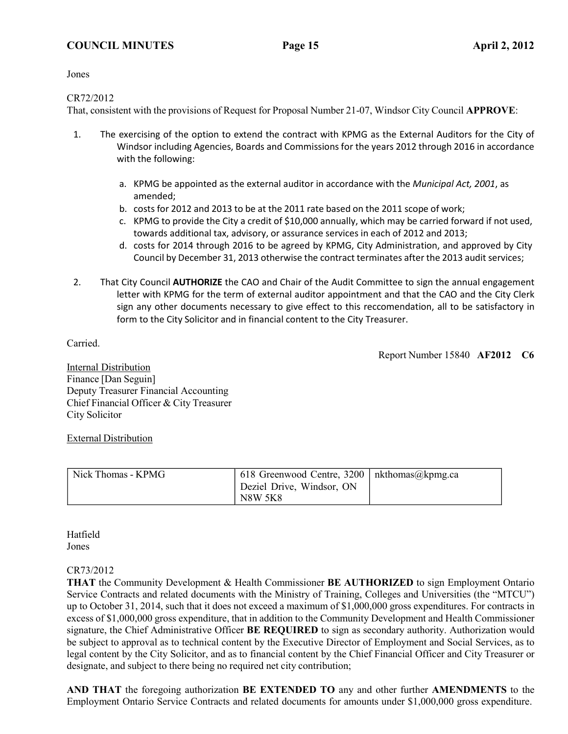Jones

CR72/2012
That, consistent with the provisions of Request for Proposal Number 21-07, Windsor City Council **APPROVE**:

1. The exercising of the option to extend the contract with KPMG as the External Auditors for the City of Windsor including Agencies, Boards and Commissions for the years 2012 through 2016 in accordance with the following:

    a. KPMG be appointed as the external auditor in accordance with the *Municipal Act, 2001*, as amended;
    b. costs for 2012 and 2013 to be at the 2011 rate based on the 2011 scope of work;
    c. KPMG to provide the City a credit of $10,000 annually, which may be carried forward if not used, towards additional tax, advisory, or assurance services in each of 2012 and 2013;
    d. costs for 2014 through 2016 to be agreed by KPMG, City Administration, and approved by City Council by December 31, 2013 otherwise the contract terminates after the 2013 audit services;

2. That City Council **AUTHORIZE** the CAO and Chair of the Audit Committee to sign the annual engagement letter with KPMG for the term of external auditor appointment and that the CAO and the City Clerk sign any other documents necessary to give effect to this reccomendation, all to be satisfactory in form to the City Solicitor and in financial content to the City Treasurer.

Carried.

Report Number 15840 **AF2012 C6**

Internal Distribution
Finance [Dan Seguin]
Deputy Treasurer Financial Accounting
Chief Financial Officer & City Treasurer
City Solicitor

External Distribution

| Nick Thomas - KPMG | 618 Greenwood Centre, 3200 Deziel Drive, Windsor, ON N8W 5K8 | nkthomas@kpmg.ca |
|---|---|---|

Hatfield
Jones

CR73/2012
**THAT** the Community Development & Health Commissioner **BE AUTHORIZED** to sign Employment Ontario Service Contracts and related documents with the Ministry of Training, Colleges and Universities (the "MTCU") up to October 31, 2014, such that it does not exceed a maximum of $1,000,000 gross expenditures. For contracts in excess of $1,000,000 gross expenditure, that in addition to the Community Development and Health Commissioner signature, the Chief Administrative Officer **BE REQUIRED** to sign as secondary authority. Authorization would be subject to approval as to technical content by the Executive Director of Employment and Social Services, as to legal content by the City Solicitor, and as to financial content by the Chief Financial Officer and City Treasurer or designate, and subject to there being no required net city contribution;

**AND THAT** the foregoing authorization **BE EXTENDED TO** any and other further **AMENDMENTS** to the Employment Ontario Service Contracts and related documents for amounts under $1,000,000 gross expenditure.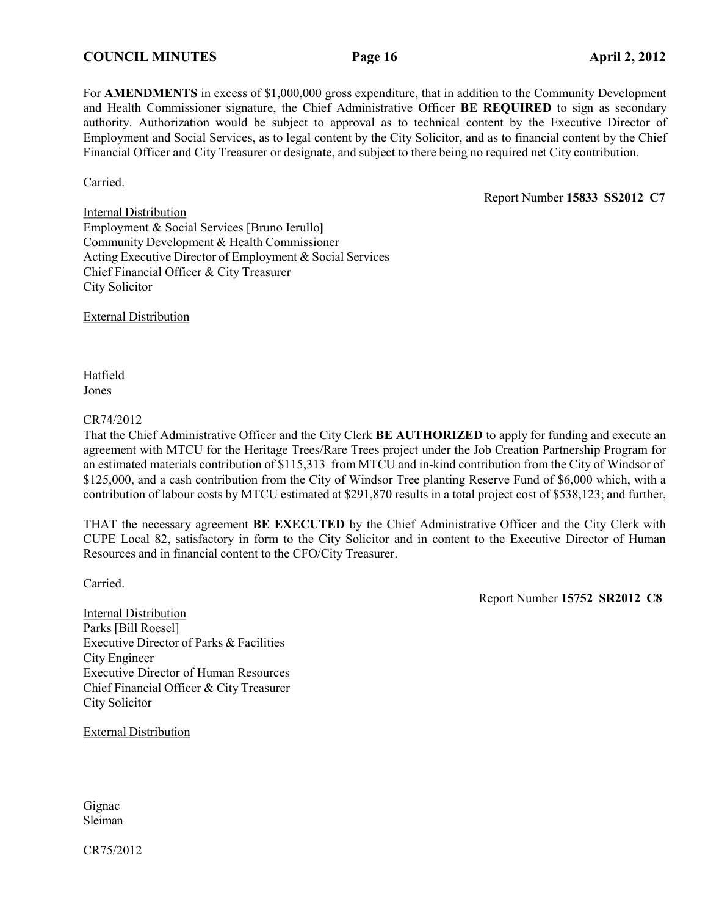For **AMENDMENTS** in excess of $1,000,000 gross expenditure, that in addition to the Community Development and Health Commissioner signature, the Chief Administrative Officer **BE REQUIRED** to sign as secondary authority. Authorization would be subject to approval as to technical content by the Executive Director of Employment and Social Services, as to legal content by the City Solicitor, and as to financial content by the Chief Financial Officer and City Treasurer or designate, and subject to there being no required net City contribution.

Carried.

Report Number **15833 SS2012 C7**

Internal Distribution
Employment & Social Services [Bruno Ierullo]
Community Development & Health Commissioner
Acting Executive Director of Employment & Social Services
Chief Financial Officer & City Treasurer
City Solicitor

External Distribution

Hatfield
Jones

CR74/2012
That the Chief Administrative Officer and the City Clerk **BE AUTHORIZED** to apply for funding and execute an agreement with MTCU for the Heritage Trees/Rare Trees project under the Job Creation Partnership Program for an estimated materials contribution of $115,313 from MTCU and in-kind contribution from the City of Windsor of $125,000, and a cash contribution from the City of Windsor Tree planting Reserve Fund of $6,000 which, with a contribution of labour costs by MTCU estimated at $291,870 results in a total project cost of $538,123; and further,

THAT the necessary agreement **BE EXECUTED** by the Chief Administrative Officer and the City Clerk with CUPE Local 82, satisfactory in form to the City Solicitor and in content to the Executive Director of Human Resources and in financial content to the CFO/City Treasurer.

Carried.

Report Number **15752 SR2012 C8**

Internal Distribution
Parks [Bill Roesel]
Executive Director of Parks & Facilities
City Engineer
Executive Director of Human Resources
Chief Financial Officer & City Treasurer
City Solicitor

External Distribution

Gignac
Sleiman

CR75/2012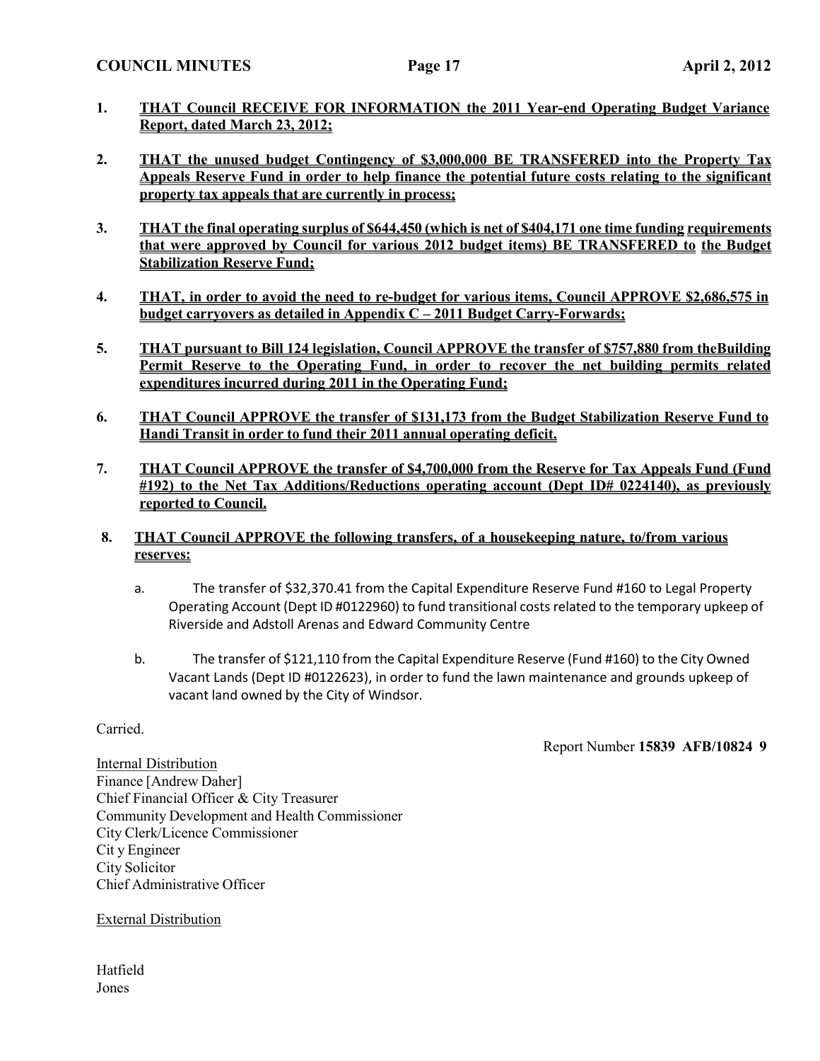1. **THAT Council RECEIVE FOR INFORMATION the 2011 Year-end Operating Budget Variance Report, dated March 23, 2012;**

2. **THAT the unused budget Contingency of $3,000,000 BE TRANSFERED into the Property Tax Appeals Reserve Fund in order to help finance the potential future costs relating to the significant property tax appeals that are currently in process;**

3. **THAT the final operating surplus of $644,450 (which is net of $404,171 one time funding requirements that were approved by Council for various 2012 budget items) BE TRANSFERED to the Budget Stabilization Reserve Fund;**

4. **THAT, in order to avoid the need to re-budget for various items, Council APPROVE $2,686,575 in budget carryovers as detailed in Appendix C – 2011 Budget Carry-Forwards;**

5. **THAT pursuant to Bill 124 legislation, Council APPROVE the transfer of $757,880 from theBuilding Permit Reserve to the Operating Fund, in order to recover the net building permits related expenditures incurred during 2011 in the Operating Fund;**

6. **THAT Council APPROVE the transfer of $131,173 from the Budget Stabilization Reserve Fund to Handi Transit in order to fund their 2011 annual operating deficit.**

7. **THAT Council APPROVE the transfer of $4,700,000 from the Reserve for Tax Appeals Fund (Fund #192) to the Net Tax Additions/Reductions operating account (Dept ID# 0224140), as previously reported to Council.**

8. **THAT Council APPROVE the following transfers, of a housekeeping nature, to/from various reserves:**

   a. The transfer of $32,370.41 from the Capital Expenditure Reserve Fund #160 to Legal Property Operating Account (Dept ID #0122960) to fund transitional costs related to the temporary upkeep of Riverside and Adstoll Arenas and Edward Community Centre

   b. The transfer of $121,110 from the Capital Expenditure Reserve (Fund #160) to the City Owned Vacant Lands (Dept ID #0122623), in order to fund the lawn maintenance and grounds upkeep of vacant land owned by the City of Windsor.

Carried.

Report Number **15839 AFB/10824 9**

Internal Distribution
Finance [Andrew Daher]
Chief Financial Officer & City Treasurer
Community Development and Health Commissioner
City Clerk/Licence Commissioner
Cit y Engineer
City Solicitor
Chief Administrative Officer

External Distribution

Hatfield
Jones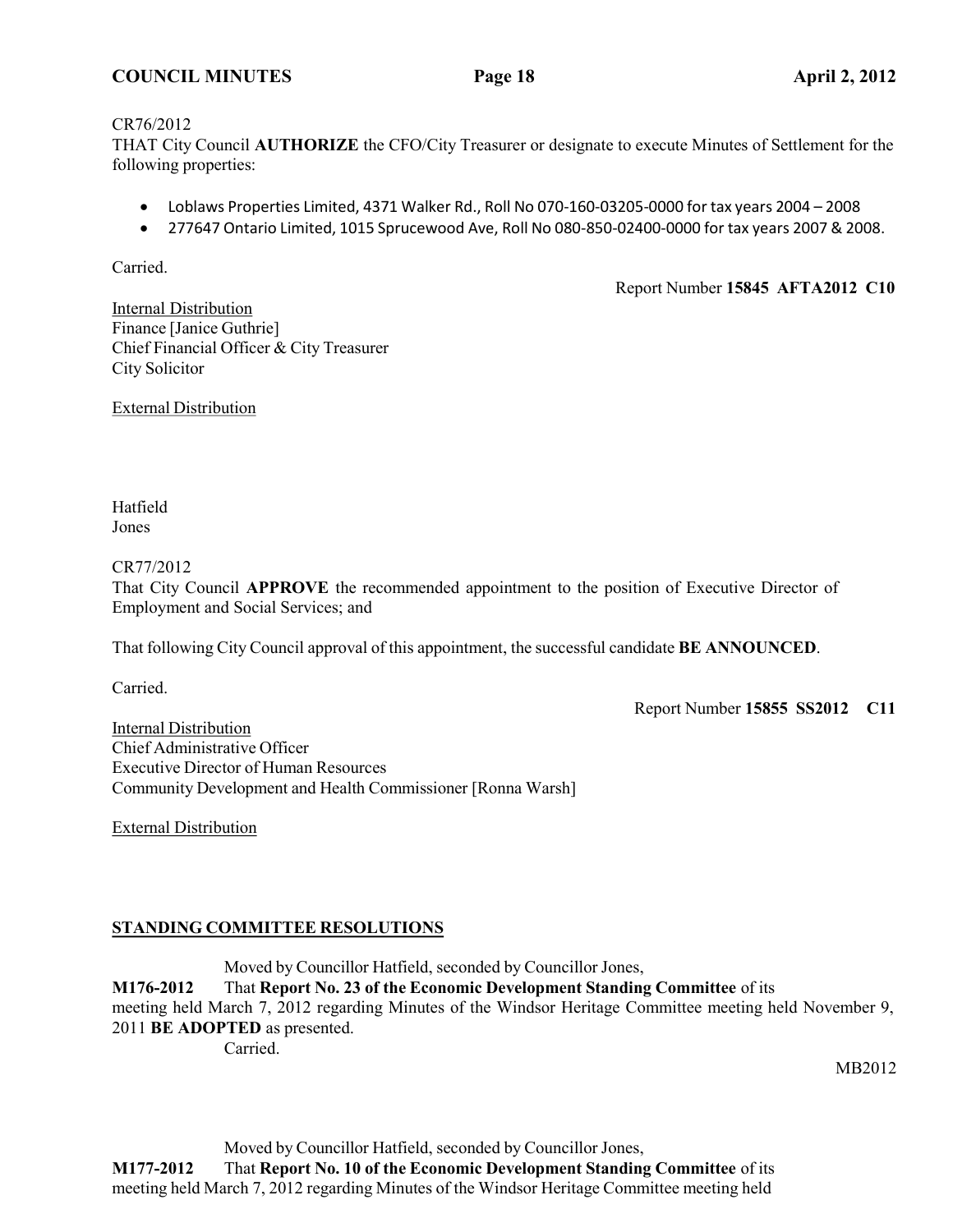CR76/2012
THAT City Council **AUTHORIZE** the CFO/City Treasurer or designate to execute Minutes of Settlement for the following properties:

- Loblaws Properties Limited, 4371 Walker Rd., Roll No 070-160-03205-0000 for tax years 2004 – 2008
- 277647 Ontario Limited, 1015 Sprucewood Ave, Roll No 080-850-02400-0000 for tax years 2007 & 2008.

Carried.

Report Number **15845 AFTA2012 C10**

Internal Distribution
Finance [Janice Guthrie]
Chief Financial Officer & City Treasurer
City Solicitor

External Distribution

Hatfield
Jones

CR77/2012
That City Council **APPROVE** the recommended appointment to the position of Executive Director of Employment and Social Services; and

That following City Council approval of this appointment, the successful candidate **BE ANNOUNCED**.

Carried.

Report Number **15855 SS2012 C11**

Internal Distribution
Chief Administrative Officer
Executive Director of Human Resources
Community Development and Health Commissioner [Ronna Warsh]

External Distribution

## STANDING COMMITTEE RESOLUTIONS

Moved by Councillor Hatfield, seconded by Councillor Jones,
**M176-2012** That **Report No. 23 of the Economic Development Standing Committee** of its meeting held March 7, 2012 regarding Minutes of the Windsor Heritage Committee meeting held November 9, 2011 **BE ADOPTED** as presented.
Carried.

MB2012

Moved by Councillor Hatfield, seconded by Councillor Jones,
**M177-2012** That **Report No. 10 of the Economic Development Standing Committee** of its meeting held March 7, 2012 regarding Minutes of the Windsor Heritage Committee meeting held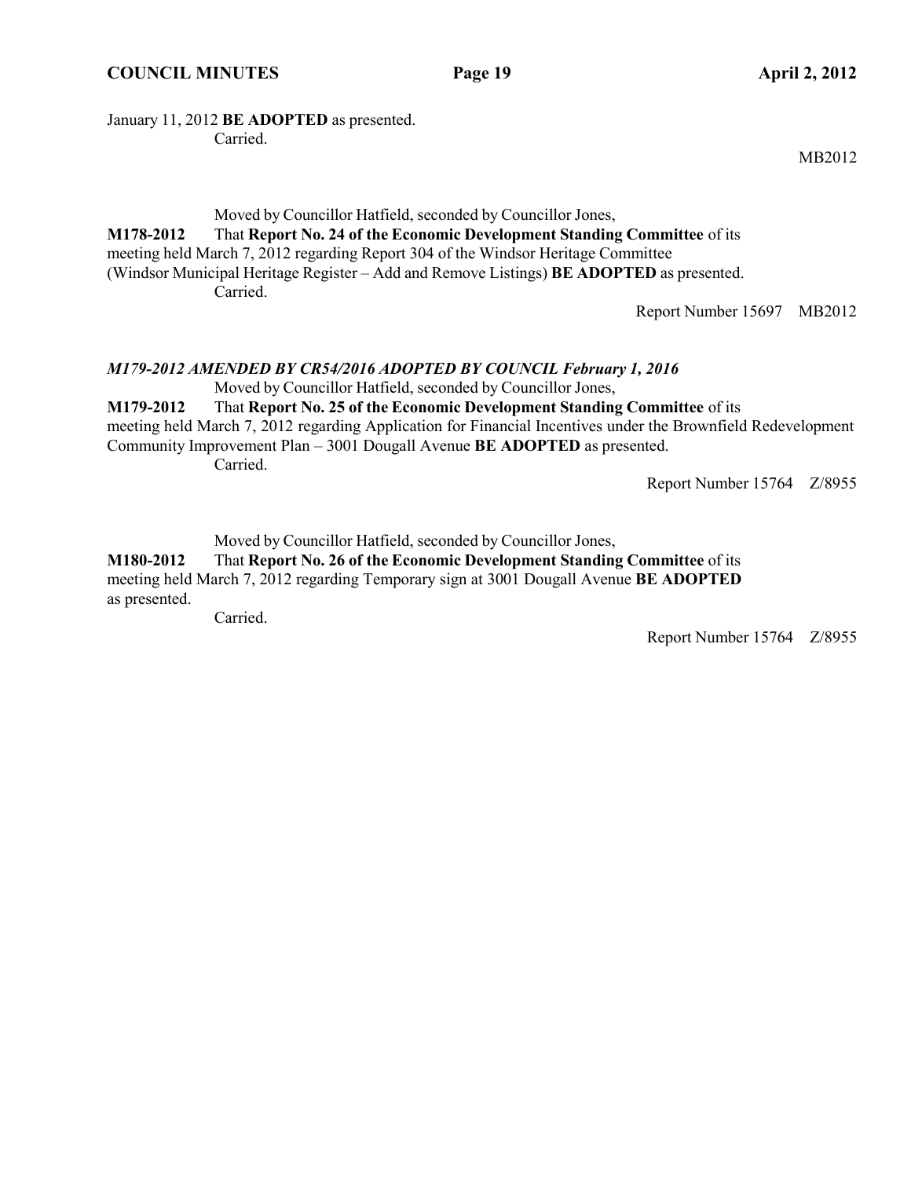January 11, 2012 **BE ADOPTED** as presented.
Carried.

MB2012

Moved by Councillor Hatfield, seconded by Councillor Jones,

**M178-2012** That **Report No. 24 of the Economic Development Standing Committee** of its meeting held March 7, 2012 regarding Report 304 of the Windsor Heritage Committee (Windsor Municipal Heritage Register – Add and Remove Listings) **BE ADOPTED** as presented.
Carried.

Report Number 15697 MB2012

***M179-2012 AMENDED BY CR54/2016 ADOPTED BY COUNCIL February 1, 2016***

Moved by Councillor Hatfield, seconded by Councillor Jones,

**M179-2012** That **Report No. 25 of the Economic Development Standing Committee** of its meeting held March 7, 2012 regarding Application for Financial Incentives under the Brownfield Redevelopment Community Improvement Plan – 3001 Dougall Avenue **BE ADOPTED** as presented.
Carried.

Report Number 15764 Z/8955

Moved by Councillor Hatfield, seconded by Councillor Jones,

**M180-2012** That **Report No. 26 of the Economic Development Standing Committee** of its meeting held March 7, 2012 regarding Temporary sign at 3001 Dougall Avenue **BE ADOPTED** as presented.
Carried.

Report Number 15764 Z/8955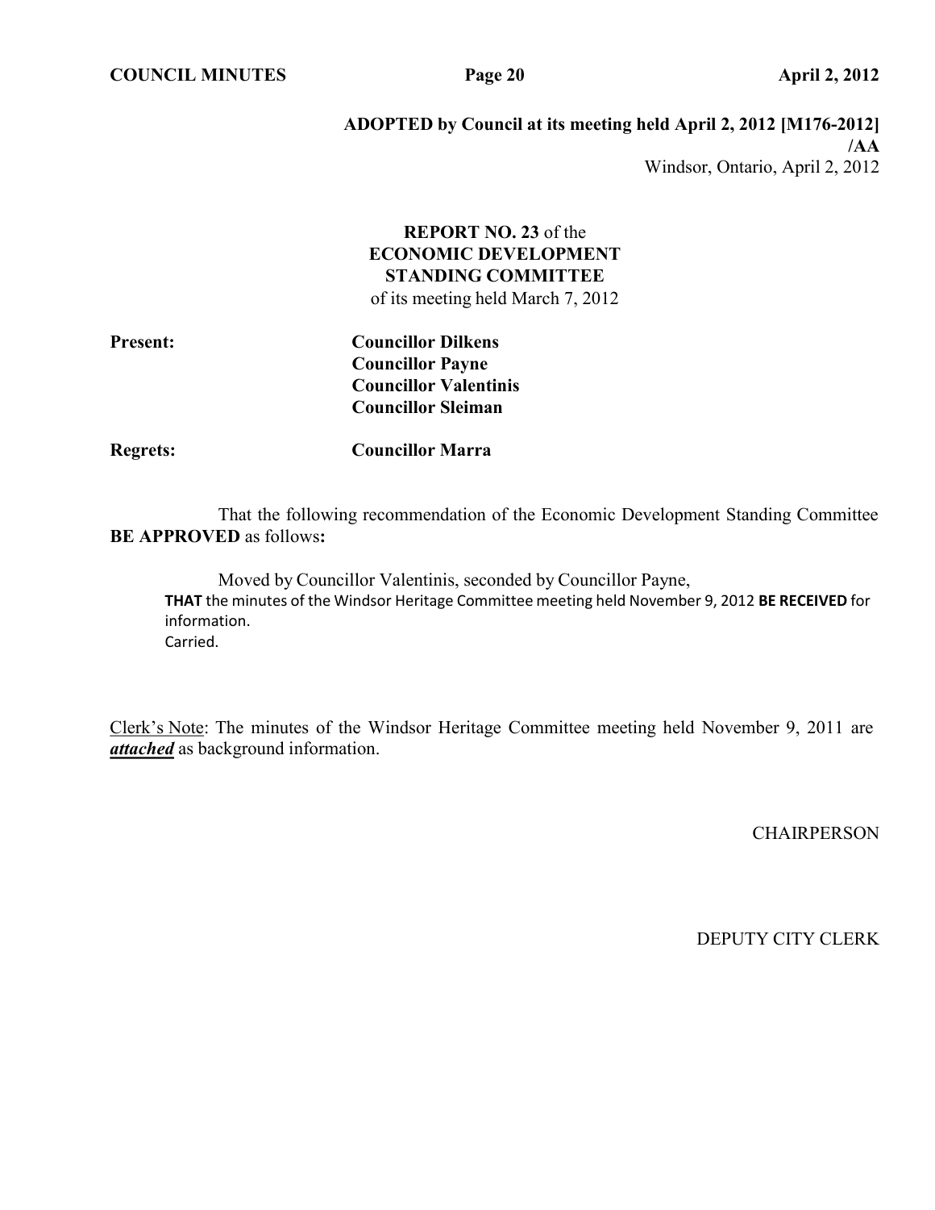**ADOPTED by Council at its meeting held April 2, 2012 [M176-2012] /AA**

Windsor, Ontario, April 2, 2012

**REPORT NO. 23** of the
**ECONOMIC DEVELOPMENT STANDING COMMITTEE**
of its meeting held March 7, 2012

**Present:** **Councillor Dilkens**
**Councillor Payne**
**Councillor Valentinis**
**Councillor Sleiman**

**Regrets:** **Councillor Marra**

That the following recommendation of the Economic Development Standing Committee **BE APPROVED** as follows**:**

Moved by Councillor Valentinis, seconded by Councillor Payne,
**THAT** the minutes of the Windsor Heritage Committee meeting held November 9, 2012 **BE RECEIVED** for information.
Carried.

Clerk's Note: The minutes of the Windsor Heritage Committee meeting held November 9, 2011 are ***attached*** as background information.

CHAIRPERSON

DEPUTY CITY CLERK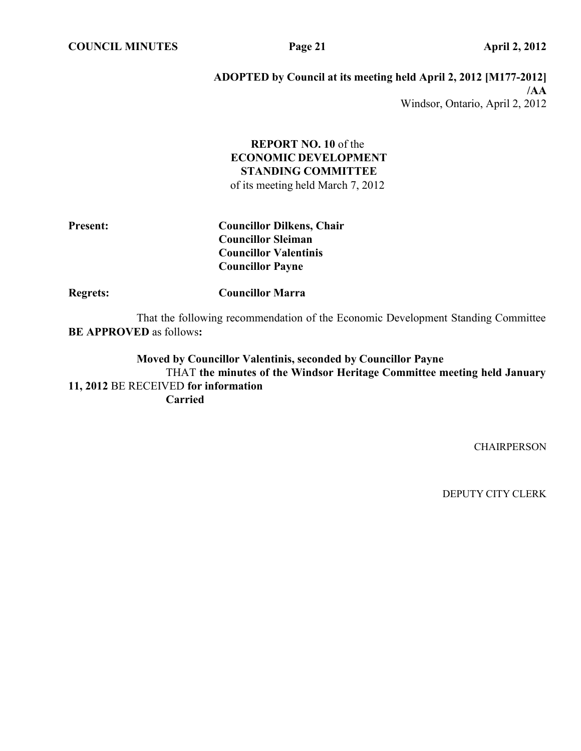**ADOPTED by Council at its meeting held April 2, 2012 [M177-2012] /AA**

Windsor, Ontario, April 2, 2012

**REPORT NO. 10** of the
**ECONOMIC DEVELOPMENT STANDING COMMITTEE**
of its meeting held March 7, 2012

**Present:** **Councillor Dilkens, Chair**
**Councillor Sleiman**
**Councillor Valentinis**
**Councillor Payne**

**Regrets:** **Councillor Marra**

That the following recommendation of the Economic Development Standing Committee **BE APPROVED** as follows**:**

**Moved by Councillor Valentinis, seconded by Councillor Payne**
THAT **the minutes of the Windsor Heritage Committee meeting held January 11, 2012** BE RECEIVED **for information**
**Carried**

CHAIRPERSON

DEPUTY CITY CLERK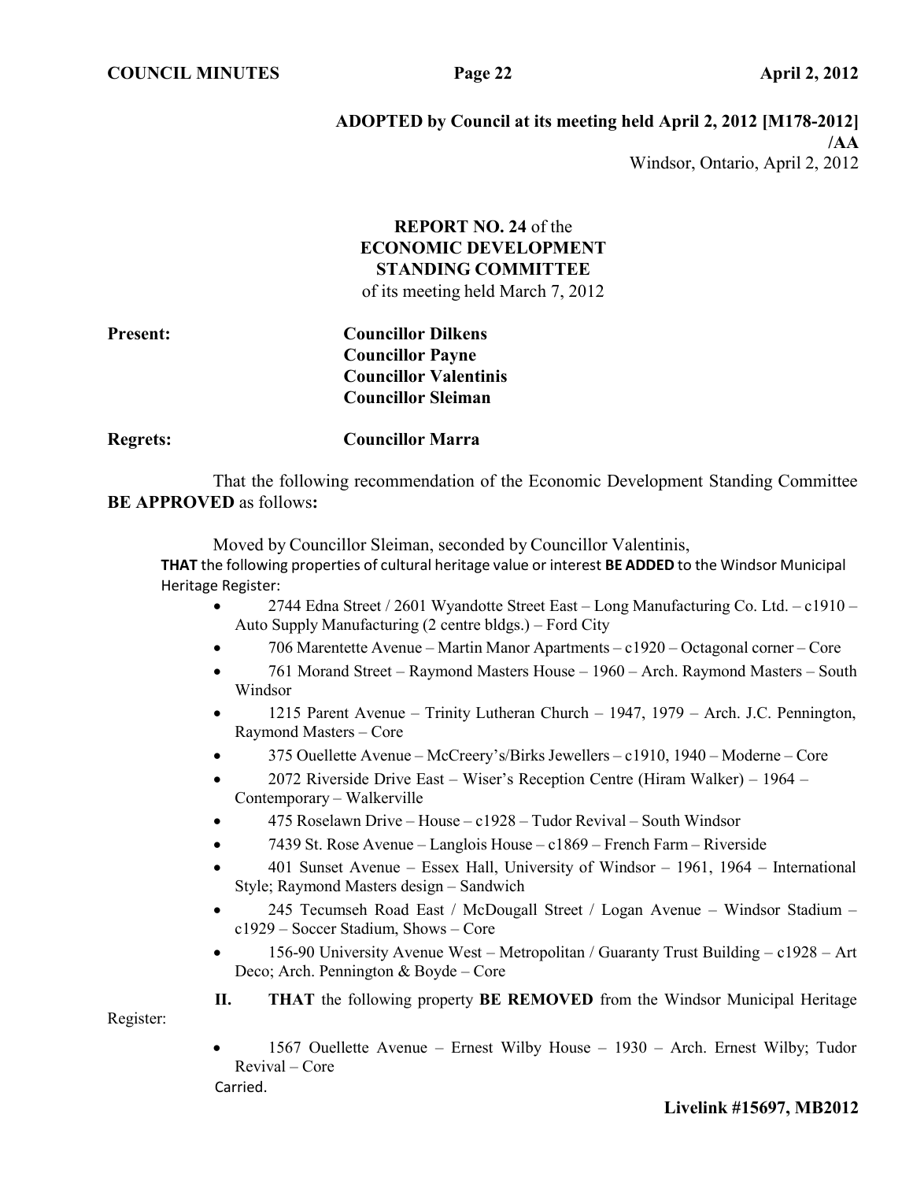**ADOPTED by Council at its meeting held April 2, 2012 [M178-2012]**
**/AA**
Windsor, Ontario, April 2, 2012

**REPORT NO. 24** of the
**ECONOMIC DEVELOPMENT**
**STANDING COMMITTEE**
of its meeting held March 7, 2012

**Present:** **Councillor Dilkens**
**Councillor Payne**
**Councillor Valentinis**
**Councillor Sleiman**

**Regrets:** **Councillor Marra**

That the following recommendation of the Economic Development Standing Committee **BE APPROVED** as follows**:**

Moved by Councillor Sleiman, seconded by Councillor Valentinis,

**THAT** the following properties of cultural heritage value or interest **BE ADDED** to the Windsor Municipal Heritage Register:

- 2744 Edna Street / 2601 Wyandotte Street East – Long Manufacturing Co. Ltd. – c1910 – Auto Supply Manufacturing (2 centre bldgs.) – Ford City
- 706 Marentette Avenue – Martin Manor Apartments – c1920 – Octagonal corner – Core
- 761 Morand Street – Raymond Masters House – 1960 – Arch. Raymond Masters – South Windsor
- 1215 Parent Avenue – Trinity Lutheran Church – 1947, 1979 – Arch. J.C. Pennington, Raymond Masters – Core
- 375 Ouellette Avenue – McCreery's/Birks Jewellers – c1910, 1940 – Moderne – Core
- 2072 Riverside Drive East – Wiser's Reception Centre (Hiram Walker) – 1964 – Contemporary – Walkerville
- 475 Roselawn Drive – House – c1928 – Tudor Revival – South Windsor
- 7439 St. Rose Avenue – Langlois House – c1869 – French Farm – Riverside
- 401 Sunset Avenue – Essex Hall, University of Windsor – 1961, 1964 – International Style; Raymond Masters design – Sandwich
- 245 Tecumseh Road East / McDougall Street / Logan Avenue – Windsor Stadium – c1929 – Soccer Stadium, Shows – Core
- 156-90 University Avenue West – Metropolitan / Guaranty Trust Building – c1928 – Art Deco; Arch. Pennington & Boyde – Core

**II.** **THAT** the following property **BE REMOVED** from the Windsor Municipal Heritage Register:

- 1567 Ouellette Avenue – Ernest Wilby House – 1930 – Arch. Ernest Wilby; Tudor Revival – Core

Carried.

**Livelink #15697, MB2012**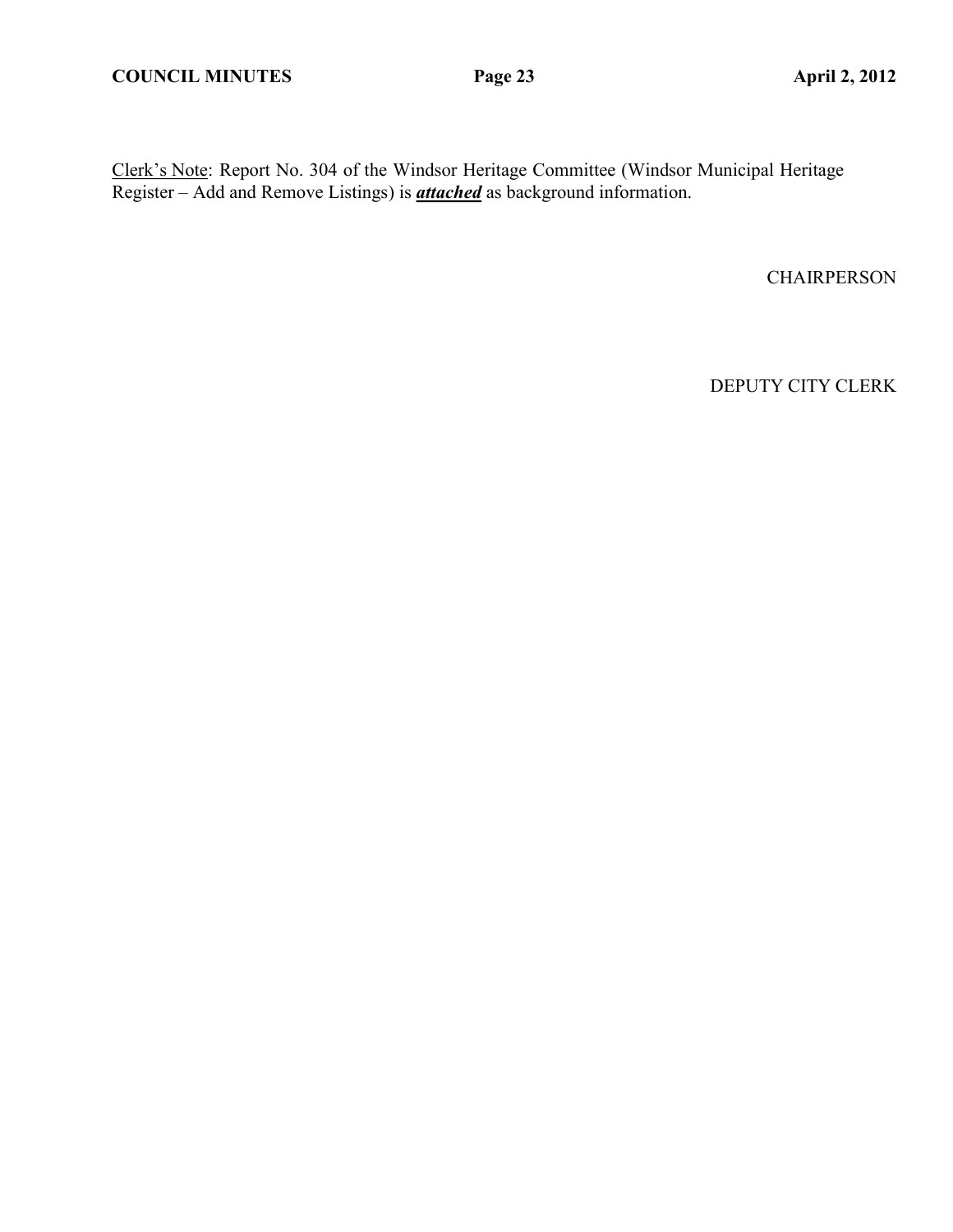Clerk's Note: Report No. 304 of the Windsor Heritage Committee (Windsor Municipal Heritage Register – Add and Remove Listings) is ***attached*** as background information.

CHAIRPERSON

DEPUTY CITY CLERK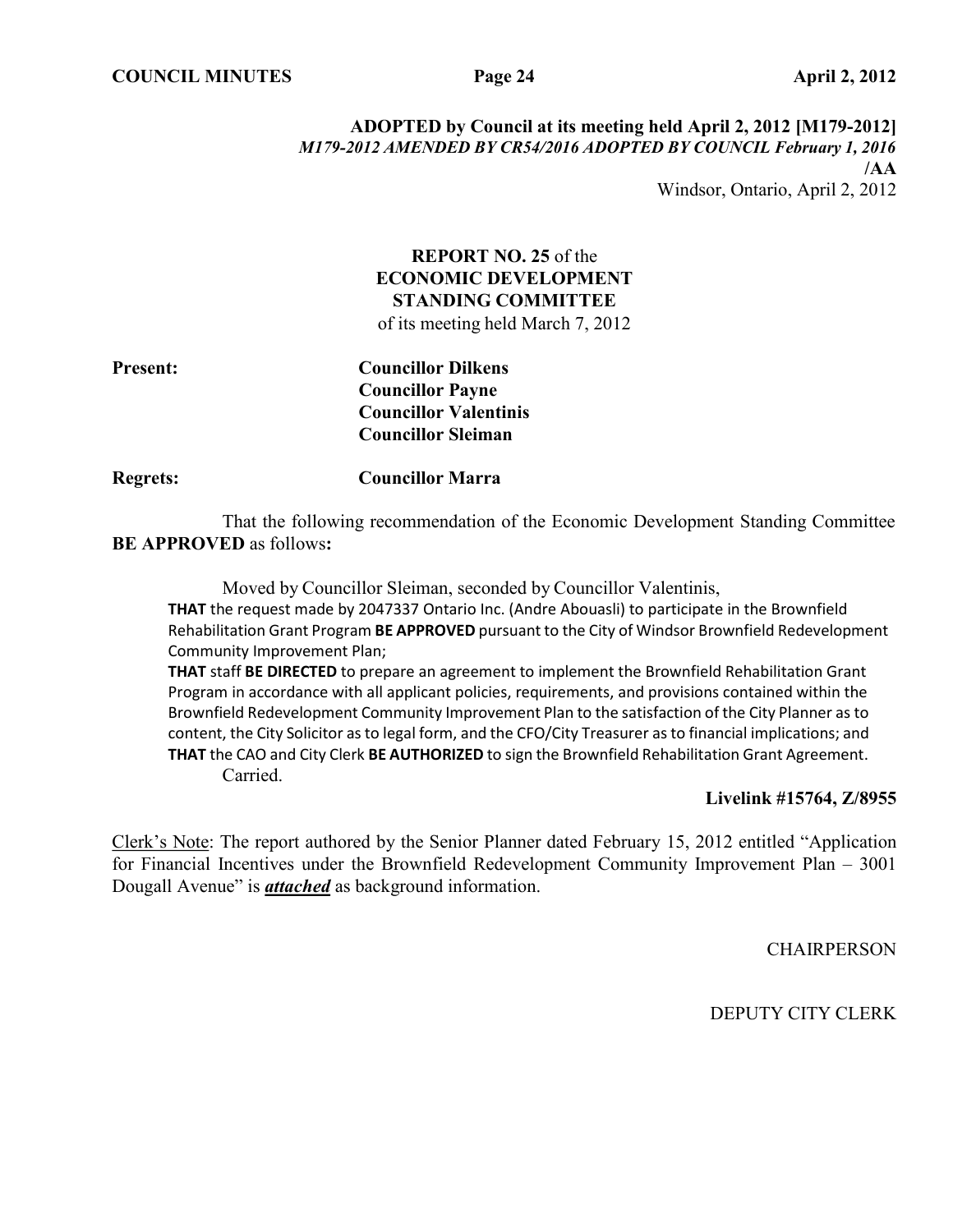**ADOPTED by Council at its meeting held April 2, 2012 [M179-2012]**
***M179-2012 AMENDED BY CR54/2016 ADOPTED BY COUNCIL February 1, 2016***
**/AA**
Windsor, Ontario, April 2, 2012

**REPORT NO. 25** of the
**ECONOMIC DEVELOPMENT STANDING COMMITTEE**
of its meeting held March 7, 2012

**Present:** **Councillor Dilkens**
**Councillor Payne**
**Councillor Valentinis**
**Councillor Sleiman**

**Regrets:** **Councillor Marra**

That the following recommendation of the Economic Development Standing Committee **BE APPROVED** as follows**:**

Moved by Councillor Sleiman, seconded by Councillor Valentinis,
**THAT** the request made by 2047337 Ontario Inc. (Andre Abouasli) to participate in the Brownfield Rehabilitation Grant Program **BE APPROVED** pursuant to the City of Windsor Brownfield Redevelopment Community Improvement Plan;
**THAT** staff **BE DIRECTED** to prepare an agreement to implement the Brownfield Rehabilitation Grant Program in accordance with all applicant policies, requirements, and provisions contained within the Brownfield Redevelopment Community Improvement Plan to the satisfaction of the City Planner as to content, the City Solicitor as to legal form, and the CFO/City Treasurer as to financial implications; and
**THAT** the CAO and City Clerk **BE AUTHORIZED** to sign the Brownfield Rehabilitation Grant Agreement.
Carried.

**Livelink #15764, Z/8955**

Clerk's Note: The report authored by the Senior Planner dated February 15, 2012 entitled "Application for Financial Incentives under the Brownfield Redevelopment Community Improvement Plan – 3001 Dougall Avenue" is ***attached*** as background information.

CHAIRPERSON

DEPUTY CITY CLERK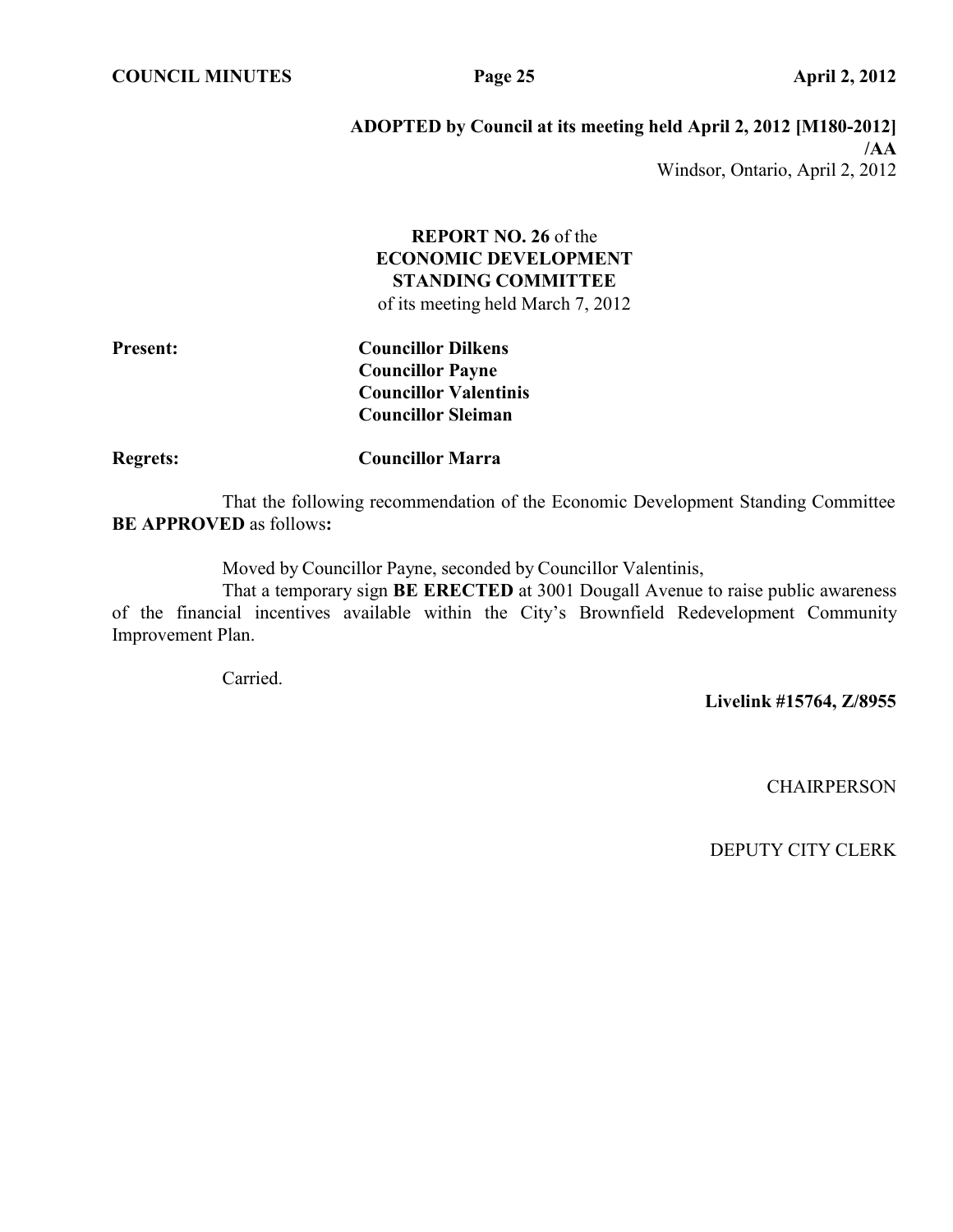**ADOPTED by Council at its meeting held April 2, 2012 [M180-2012]**
**/AA**
Windsor, Ontario, April 2, 2012

**REPORT NO. 26** of the
**ECONOMIC DEVELOPMENT STANDING COMMITTEE**
of its meeting held March 7, 2012

**Present:** **Councillor Dilkens**
**Councillor Payne**
**Councillor Valentinis**
**Councillor Sleiman**

**Regrets:** **Councillor Marra**

That the following recommendation of the Economic Development Standing Committee **BE APPROVED** as follows**:**

Moved by Councillor Payne, seconded by Councillor Valentinis,

That a temporary sign **BE ERECTED** at 3001 Dougall Avenue to raise public awareness of the financial incentives available within the City's Brownfield Redevelopment Community Improvement Plan.

Carried.

**Livelink #15764, Z/8955**

CHAIRPERSON

DEPUTY CITY CLERK